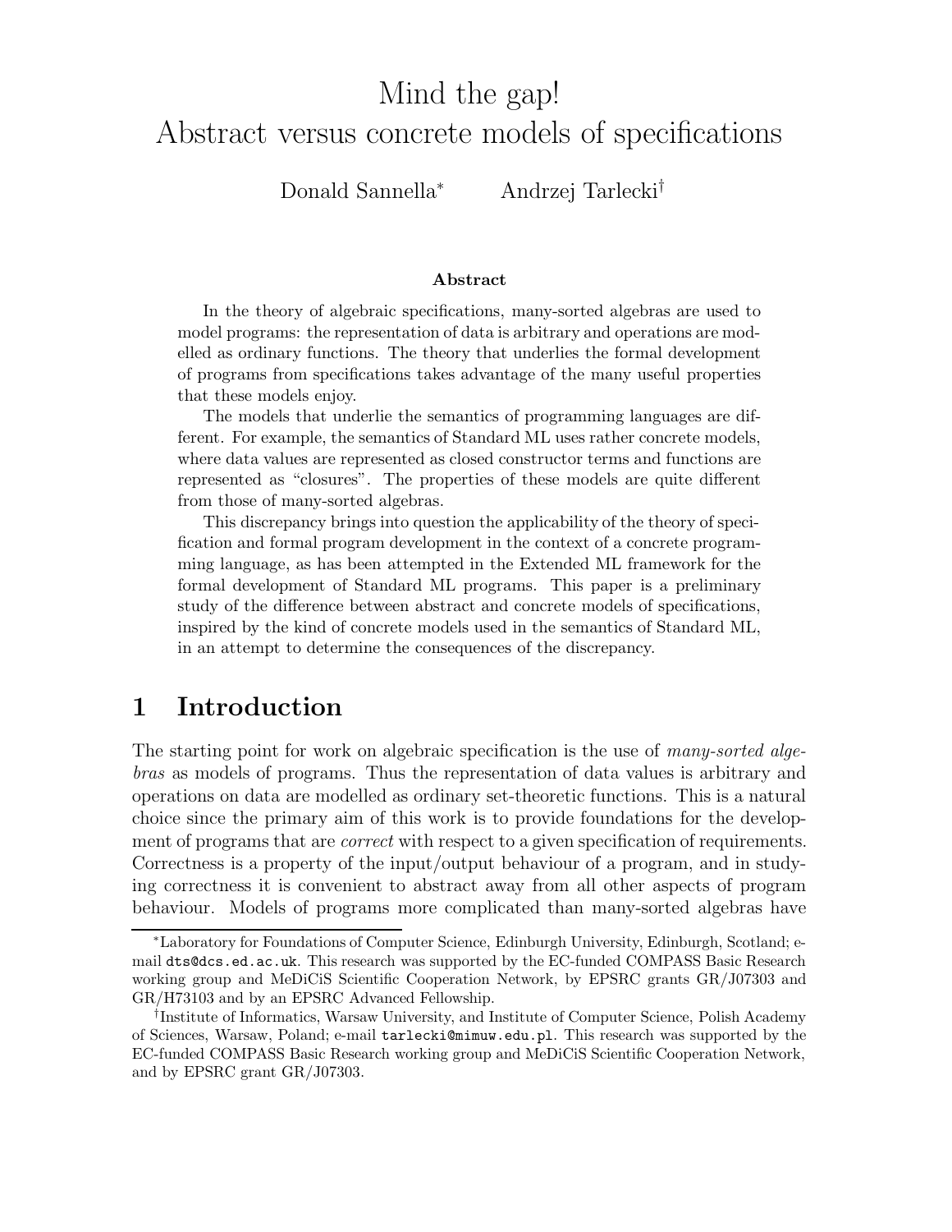# Mind the gap!
# Abstract versus concrete models of specifications

Donald Sannella[*] Andrzej Tarlecki[†]

**Abstract**

In the theory of algebraic specifications, many-sorted algebras are used to model programs: the representation of data is arbitrary and operations are modelled as ordinary functions. The theory that underlies the formal development of programs from specifications takes advantage of the many useful properties that these models enjoy.

The models that underlie the semantics of programming languages are different. For example, the semantics of Standard ML uses rather concrete models, where data values are represented as closed constructor terms and functions are represented as "closures". The properties of these models are quite different from those of many-sorted algebras.

This discrepancy brings into question the applicability of the theory of specification and formal program development in the context of a concrete programming language, as has been attempted in the Extended ML framework for the formal development of Standard ML programs. This paper is a preliminary study of the difference between abstract and concrete models of specifications, inspired by the kind of concrete models used in the semantics of Standard ML, in an attempt to determine the consequences of the discrepancy.

## 1 Introduction

The starting point for work on algebraic specification is the use of *many-sorted algebras* as models of programs. Thus the representation of data values is arbitrary and operations on data are modelled as ordinary set-theoretic functions. This is a natural choice since the primary aim of this work is to provide foundations for the development of programs that are *correct* with respect to a given specification of requirements. Correctness is a property of the input/output behaviour of a program, and in studying correctness it is convenient to abstract away from all other aspects of program behaviour. Models of programs more complicated than many-sorted algebras have

[*] Laboratory for Foundations of Computer Science, Edinburgh University, Edinburgh, Scotland; e-mail `dts@dcs.ed.ac.uk`. This research was supported by the EC-funded COMPASS Basic Research working group and MeDiCiS Scientific Cooperation Network, by EPSRC grants GR/J07303 and GR/H73103 and by an EPSRC Advanced Fellowship.

[†] Institute of Informatics, Warsaw University, and Institute of Computer Science, Polish Academy of Sciences, Warsaw, Poland; e-mail `tarlecki@mimuw.edu.pl`. This research was supported by the EC-funded COMPASS Basic Research working group and MeDiCiS Scientific Cooperation Network, and by EPSRC grant GR/J07303.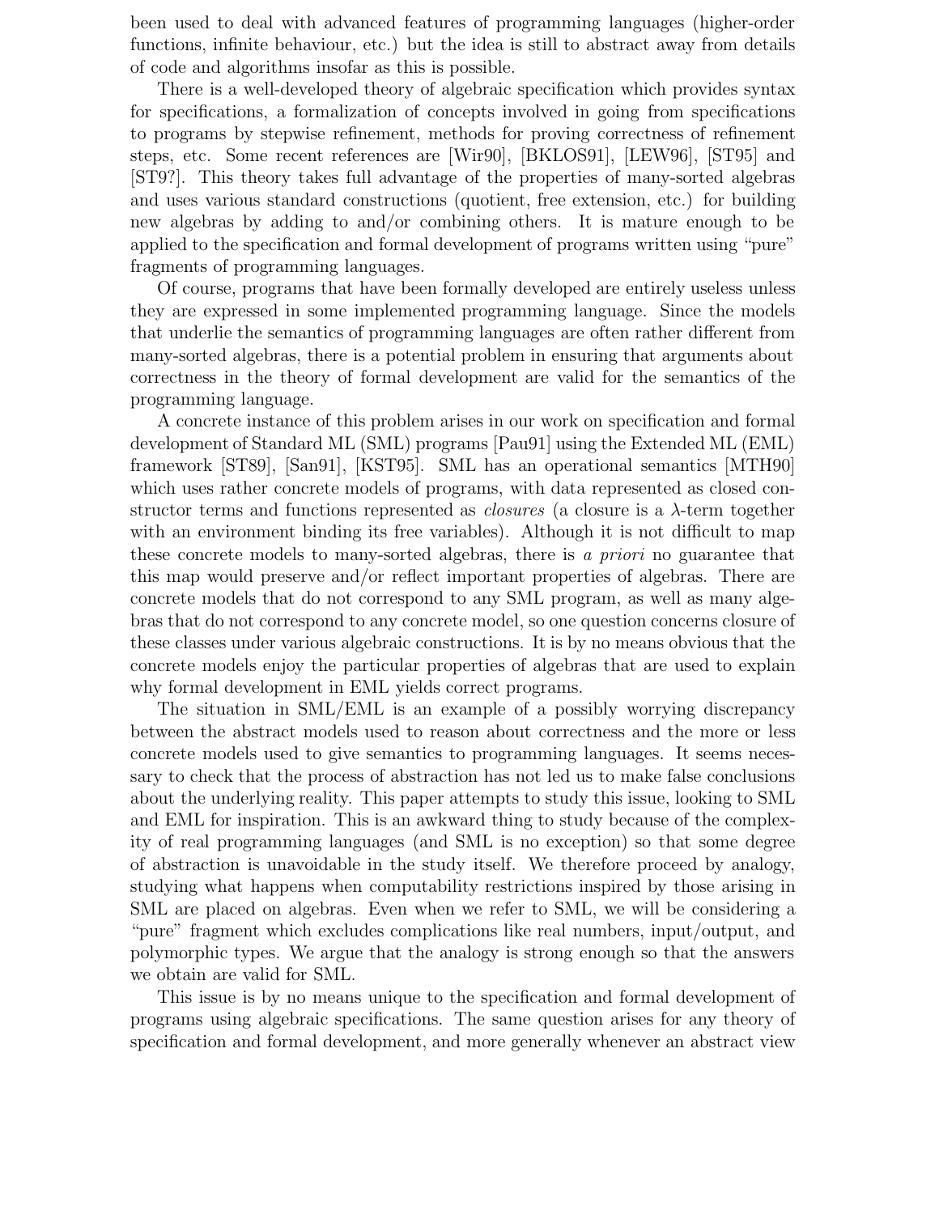been used to deal with advanced features of programming languages (higher-order functions, infinite behaviour, etc.) but the idea is still to abstract away from details of code and algorithms insofar as this is possible.

There is a well-developed theory of algebraic specification which provides syntax for specifications, a formalization of concepts involved in going from specifications to programs by stepwise refinement, methods for proving correctness of refinement steps, etc. Some recent references are [Wir90], [BKLOS91], [LEW96], [ST95] and [ST9?]. This theory takes full advantage of the properties of many-sorted algebras and uses various standard constructions (quotient, free extension, etc.) for building new algebras by adding to and/or combining others. It is mature enough to be applied to the specification and formal development of programs written using "pure" fragments of programming languages.

Of course, programs that have been formally developed are entirely useless unless they are expressed in some implemented programming language. Since the models that underlie the semantics of programming languages are often rather different from many-sorted algebras, there is a potential problem in ensuring that arguments about correctness in the theory of formal development are valid for the semantics of the programming language.

A concrete instance of this problem arises in our work on specification and formal development of Standard ML (SML) programs [Pau91] using the Extended ML (EML) framework [ST89], [San91], [KST95]. SML has an operational semantics [MTH90] which uses rather concrete models of programs, with data represented as closed constructor terms and functions represented as *closures* (a closure is a $\lambda$-term together with an environment binding its free variables). Although it is not difficult to map these concrete models to many-sorted algebras, there is *a priori* no guarantee that this map would preserve and/or reflect important properties of algebras. There are concrete models that do not correspond to any SML program, as well as many algebras that do not correspond to any concrete model, so one question concerns closure of these classes under various algebraic constructions. It is by no means obvious that the concrete models enjoy the particular properties of algebras that are used to explain why formal development in EML yields correct programs.

The situation in SML/EML is an example of a possibly worrying discrepancy between the abstract models used to reason about correctness and the more or less concrete models used to give semantics to programming languages. It seems necessary to check that the process of abstraction has not led us to make false conclusions about the underlying reality. This paper attempts to study this issue, looking to SML and EML for inspiration. This is an awkward thing to study because of the complexity of real programming languages (and SML is no exception) so that some degree of abstraction is unavoidable in the study itself. We therefore proceed by analogy, studying what happens when computability restrictions inspired by those arising in SML are placed on algebras. Even when we refer to SML, we will be considering a "pure" fragment which excludes complications like real numbers, input/output, and polymorphic types. We argue that the analogy is strong enough so that the answers we obtain are valid for SML.

This issue is by no means unique to the specification and formal development of programs using algebraic specifications. The same question arises for any theory of specification and formal development, and more generally whenever an abstract view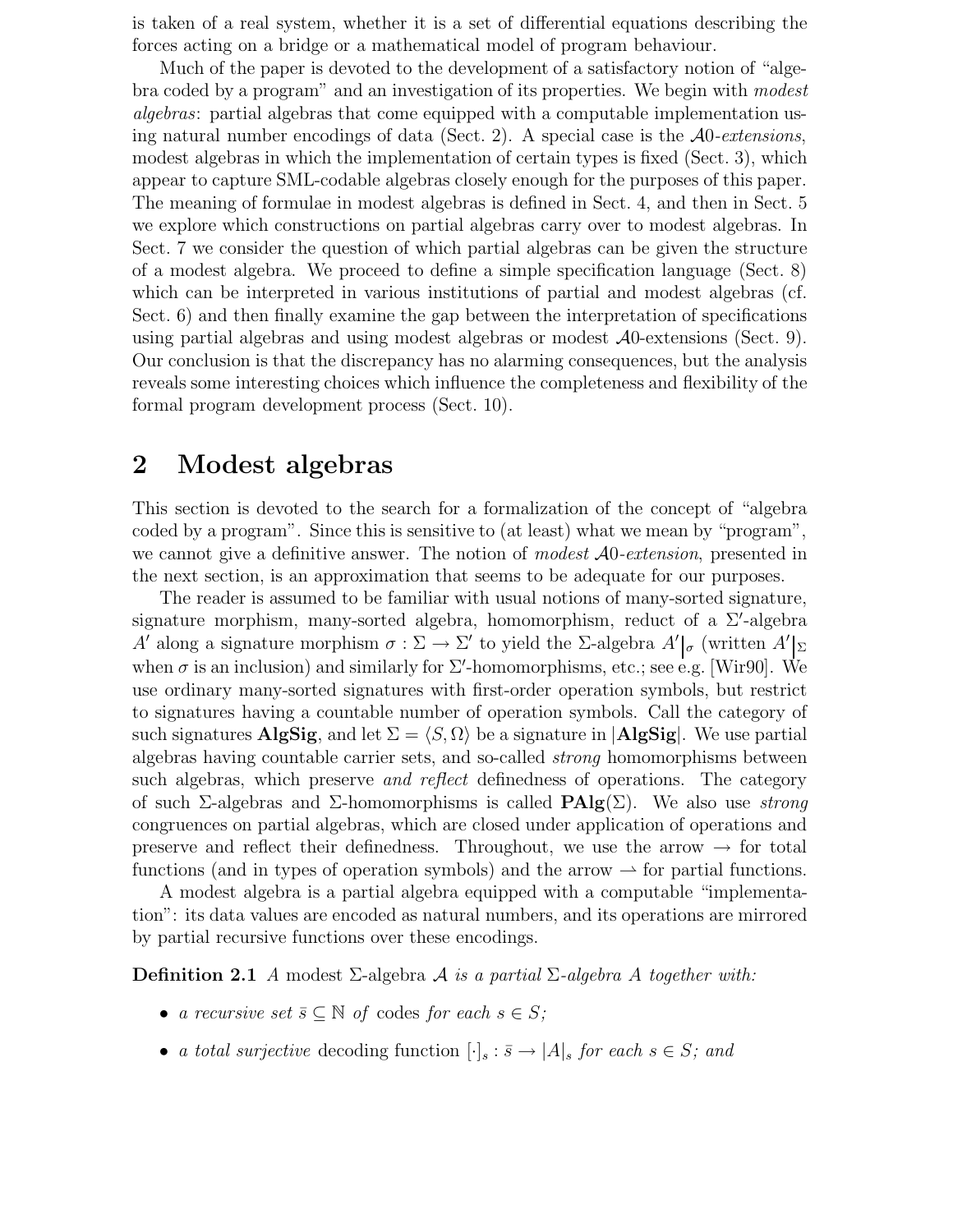is taken of a real system, whether it is a set of differential equations describing the forces acting on a bridge or a mathematical model of program behaviour.

Much of the paper is devoted to the development of a satisfactory notion of "algebra coded by a program" and an investigation of its properties. We begin with *modest algebras*: partial algebras that come equipped with a computable implementation using natural number encodings of data (Sect. 2). A special case is the $\mathcal{A}0$-*extensions*, modest algebras in which the implementation of certain types is fixed (Sect. 3), which appear to capture SML-codable algebras closely enough for the purposes of this paper. The meaning of formulae in modest algebras is defined in Sect. 4, and then in Sect. 5 we explore which constructions on partial algebras carry over to modest algebras. In Sect. 7 we consider the question of which partial algebras can be given the structure of a modest algebra. We proceed to define a simple specification language (Sect. 8) which can be interpreted in various institutions of partial and modest algebras (cf. Sect. 6) and then finally examine the gap between the interpretation of specifications using partial algebras and using modest algebras or modest $\mathcal{A}0$-extensions (Sect. 9). Our conclusion is that the discrepancy has no alarming consequences, but the analysis reveals some interesting choices which influence the completeness and flexibility of the formal program development process (Sect. 10).

## 2 Modest algebras

This section is devoted to the search for a formalization of the concept of "algebra coded by a program". Since this is sensitive to (at least) what we mean by "program", we cannot give a definitive answer. The notion of *modest* $\mathcal{A}0$-*extension*, presented in the next section, is an approximation that seems to be adequate for our purposes.

The reader is assumed to be familiar with usual notions of many-sorted signature, signature morphism, many-sorted algebra, homomorphism, reduct of a $\Sigma'$-algebra $A'$ along a signature morphism $\sigma : \Sigma \to \Sigma'$ to yield the $\Sigma$-algebra $A'|_{\sigma}$ (written $A'|_{\Sigma}$ when $\sigma$ is an inclusion) and similarly for $\Sigma'$-homomorphisms, etc.; see e.g. [Wir90]. We use ordinary many-sorted signatures with first-order operation symbols, but restrict to signatures having a countable number of operation symbols. Call the category of such signatures **AlgSig**, and let $\Sigma = \langle S, \Omega \rangle$ be a signature in $|\mathbf{AlgSig}|$. We use partial algebras having countable carrier sets, and so-called *strong* homomorphisms between such algebras, which preserve *and reflect* definedness of operations. The category of such $\Sigma$-algebras and $\Sigma$-homomorphisms is called $\mathbf{PAlg}(\Sigma)$. We also use *strong* congruences on partial algebras, which are closed under application of operations and preserve and reflect their definedness. Throughout, we use the arrow $\to$ for total functions (and in types of operation symbols) and the arrow $\rightharpoonup$ for partial functions.

A modest algebra is a partial algebra equipped with a computable "implementation": its data values are encoded as natural numbers, and its operations are mirrored by partial recursive functions over these encodings.

**Definition 2.1** *A* modest $\Sigma$-algebra $\mathcal{A}$ *is a partial* $\Sigma$*-algebra* $A$ *together with:*

- *a recursive set* $\bar{s} \subseteq \mathbb{N}$ *of* codes *for each* $s \in S$*;*
- *a total surjective* decoding function $[\cdot]_s : \bar{s} \to |A|_s$ *for each* $s \in S$*; and*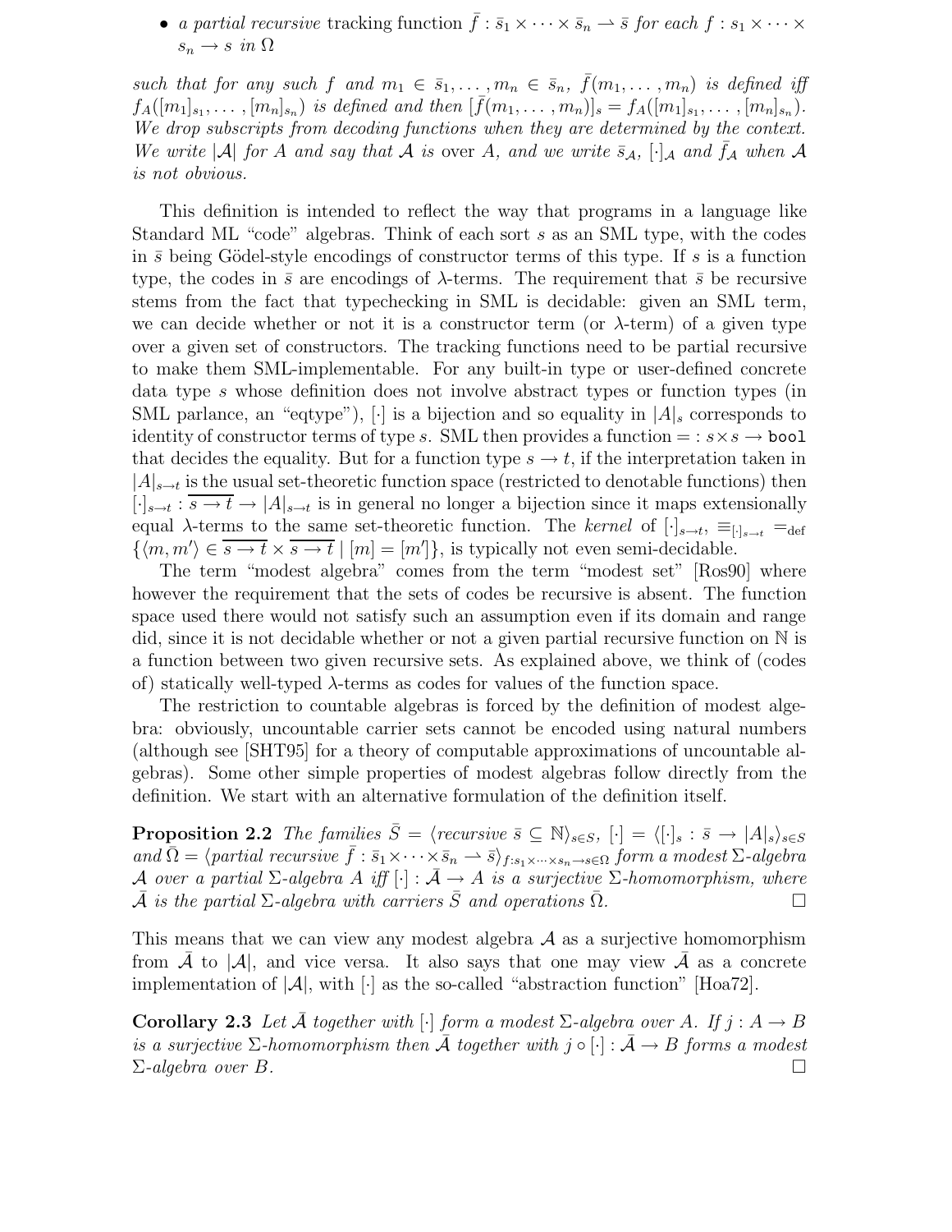- *a partial recursive* tracking function $\bar{f} : \bar{s}_1 \times \cdots \times \bar{s}_n \rightharpoonup \bar{s}$ *for each* $f : s_1 \times \cdots \times s_n \to s$ *in* $\Omega$

*such that for any such* $f$ *and* $m_1 \in \bar{s}_1, \ldots, m_n \in \bar{s}_n$, $\bar{f}(m_1, \ldots, m_n)$ *is defined iff* $f_A([m_1]_{s_1}, \ldots, [m_n]_{s_n})$ *is defined and then* $[\bar{f}(m_1, \ldots, m_n)]_s = f_A([m_1]_{s_1}, \ldots, [m_n]_{s_n})$. *We drop subscripts from decoding functions when they are determined by the context. We write* $|\mathcal{A}|$ *for* $A$ *and say that* $\mathcal{A}$ *is* over $A$, *and we write* $\bar{s}_{\mathcal{A}}$, $[\cdot]_{\mathcal{A}}$ *and* $\bar{f}_{\mathcal{A}}$ *when* $\mathcal{A}$ *is not obvious.*

This definition is intended to reflect the way that programs in a language like Standard ML "code" algebras. Think of each sort $s$ as an SML type, with the codes in $\bar{s}$ being Gödel-style encodings of constructor terms of this type. If $s$ is a function type, the codes in $\bar{s}$ are encodings of $\lambda$-terms. The requirement that $\bar{s}$ be recursive stems from the fact that typechecking in SML is decidable: given an SML term, we can decide whether or not it is a constructor term (or $\lambda$-term) of a given type over a given set of constructors. The tracking functions need to be partial recursive to make them SML-implementable. For any built-in type or user-defined concrete data type $s$ whose definition does not involve abstract types or function types (in SML parlance, an "eqtype"), $[\cdot]$ is a bijection and so equality in $|A|_s$ corresponds to identity of constructor terms of type $s$. SML then provides a function $= : s \times s \to \texttt{bool}$ that decides the equality. But for a function type $s \to t$, if the interpretation taken in $|A|_{s\to t}$ is the usual set-theoretic function space (restricted to denotable functions) then $[\cdot]_{s\to t} : \overline{s \to t} \to |A|_{s\to t}$ is in general no longer a bijection since it maps extensionally equal $\lambda$-terms to the same set-theoretic function. The *kernel* of $[\cdot]_{s\to t}$, $\equiv_{[\cdot]_{s\to t}} =_{\text{def}} \{\langle m, m'\rangle \in \overline{s \to t} \times \overline{s \to t} \mid [m] = [m']\}$, is typically not even semi-decidable.

The term "modest algebra" comes from the term "modest set" [Ros90] where however the requirement that the sets of codes be recursive is absent. The function space used there would not satisfy such an assumption even if its domain and range did, since it is not decidable whether or not a given partial recursive function on $\mathbb{N}$ is a function between two given recursive sets. As explained above, we think of (codes of) statically well-typed $\lambda$-terms as codes for values of the function space.

The restriction to countable algebras is forced by the definition of modest algebra: obviously, uncountable carrier sets cannot be encoded using natural numbers (although see [SHT95] for a theory of computable approximations of uncountable algebras). Some other simple properties of modest algebras follow directly from the definition. We start with an alternative formulation of the definition itself.

**Proposition 2.2** *The families* $\bar{S} = \langle$*recursive* $\bar{s} \subseteq \mathbb{N}\rangle_{s\in S}$, $[\cdot] = \langle [\cdot]_s : \bar{s} \to |A|_s\rangle_{s\in S}$ *and* $\bar{\Omega} = \langle$*partial recursive* $\bar{f} : \bar{s}_1 \times \cdots \times \bar{s}_n \rightharpoonup \bar{s}\rangle_{f:s_1\times\cdots\times s_n\to s\in\Omega}$ *form a modest* $\Sigma$*-algebra* $\mathcal{A}$ *over a partial* $\Sigma$*-algebra* $A$ *iff* $[\cdot] : \bar{\mathcal{A}} \to A$ *is a surjective* $\Sigma$*-homomorphism, where* $\bar{\mathcal{A}}$ *is the partial* $\Sigma$*-algebra with carriers* $\bar{S}$ *and operations* $\bar{\Omega}$. □

This means that we can view any modest algebra $\mathcal{A}$ as a surjective homomorphism from $\bar{\mathcal{A}}$ to $|\mathcal{A}|$, and vice versa. It also says that one may view $\bar{\mathcal{A}}$ as a concrete implementation of $|\mathcal{A}|$, with $[\cdot]$ as the so-called "abstraction function" [Hoa72].

**Corollary 2.3** *Let* $\bar{\mathcal{A}}$ *together with* $[\cdot]$ *form a modest* $\Sigma$*-algebra over* $A$. *If* $j : A \to B$ *is a surjective* $\Sigma$*-homomorphism then* $\bar{\mathcal{A}}$ *together with* $j \circ [\cdot] : \bar{\mathcal{A}} \to B$ *forms a modest* $\Sigma$*-algebra over* $B$. □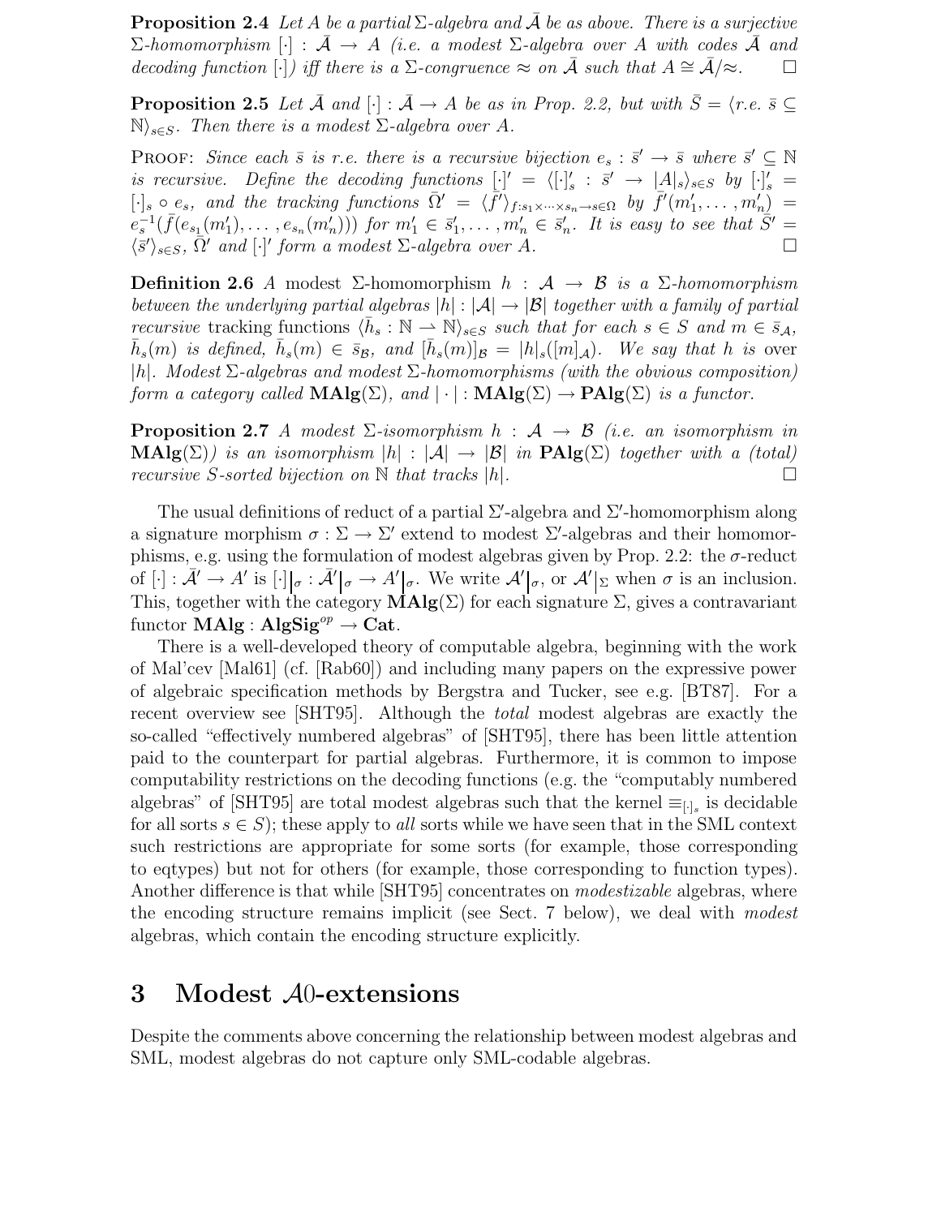**Proposition 2.4** *Let $A$ be a partial $\Sigma$-algebra and $\bar{A}$ be as above. There is a surjective $\Sigma$-homomorphism $[\cdot] : \bar{\mathcal{A}} \to A$ (i.e. a modest $\Sigma$-algebra over $A$ with codes $\bar{\mathcal{A}}$ and decoding function $[\cdot]$) iff there is a $\Sigma$-congruence $\approx$ on $\bar{\mathcal{A}}$ such that $A \cong \bar{\mathcal{A}}/\approx$.* $\square$

**Proposition 2.5** *Let $\bar{\mathcal{A}}$ and $[\cdot] : \bar{\mathcal{A}} \to A$ be as in Prop. 2.2, but with $\bar{S} = \langle \text{r.e. } \bar{s} \subseteq \mathbb{N} \rangle_{s \in S}$. Then there is a modest $\Sigma$-algebra over $A$.*

Proof: *Since each $\bar{s}$ is r.e. there is a recursive bijection $e_s : \bar{s}' \to \bar{s}$ where $\bar{s}' \subseteq \mathbb{N}$ is recursive. Define the decoding functions $[\cdot]' = \langle [\cdot]'_s : \bar{s}' \to |A|_s \rangle_{s \in S}$ by $[\cdot]'_s = [\cdot]_s \circ e_s$, and the tracking functions $\bar{\Omega}' = \langle \bar{f}' \rangle_{f:s_1 \times \cdots \times s_n \to s \in \Omega}$ by $\bar{f}'(m'_1, \ldots, m'_n) = e_s^{-1}(\bar{f}(e_{s_1}(m'_1), \ldots, e_{s_n}(m'_n)))$ for $m'_1 \in \bar{s}'_1, \ldots, m'_n \in \bar{s}'_n$. It is easy to see that $\bar{S}' = \langle \bar{s}' \rangle_{s \in S}$, $\bar{\Omega}'$ and $[\cdot]'$ form a modest $\Sigma$-algebra over $A$.* $\square$

**Definition 2.6** *A* modest $\Sigma$-homomorphism *$h : \mathcal{A} \to \mathcal{B}$ is a $\Sigma$-homomorphism between the underlying partial algebras $|h| : |\mathcal{A}| \to |\mathcal{B}|$ together with a family of partial* recursive *tracking functions $\langle \bar{h}_s : \mathbb{N} \rightharpoonup \mathbb{N} \rangle_{s \in S}$ such that for each $s \in S$ and $m \in \bar{s}_{\mathcal{A}}$, $\bar{h}_s(m)$ is defined, $\bar{h}_s(m) \in \bar{s}_{\mathcal{B}}$, and $[\bar{h}_s(m)]_{\mathcal{B}} = |h|_s([m]_{\mathcal{A}})$. We say that $h$ is* over *$|h|$. Modest $\Sigma$-algebras and modest $\Sigma$-homomorphisms (with the obvious composition) form a category called $\mathbf{MAlg}(\Sigma)$, and $|\cdot| : \mathbf{MAlg}(\Sigma) \to \mathbf{PAlg}(\Sigma)$ is a functor.*

**Proposition 2.7** *A modest $\Sigma$-isomorphism $h : \mathcal{A} \to \mathcal{B}$ (i.e. an isomorphism in $\mathbf{MAlg}(\Sigma)$) is an isomorphism $|h| : |\mathcal{A}| \to |\mathcal{B}|$ in $\mathbf{PAlg}(\Sigma)$ together with a (total) recursive $S$-sorted bijection on $\mathbb{N}$ that tracks $|h|$.* $\square$

The usual definitions of reduct of a partial $\Sigma'$-algebra and $\Sigma'$-homomorphism along a signature morphism $\sigma : \Sigma \to \Sigma'$ extend to modest $\Sigma'$-algebras and their homomorphisms, e.g. using the formulation of modest algebras given by Prop. 2.2: the $\sigma$-reduct of $[\cdot] : \bar{\mathcal{A}}' \to A'$ is $[\cdot]|_\sigma : \bar{\mathcal{A}}'|_\sigma \to A'|_\sigma$. We write $\mathcal{A}'|_\sigma$, or $\mathcal{A}'|_\Sigma$ when $\sigma$ is an inclusion. This, together with the category $\mathbf{MAlg}(\Sigma)$ for each signature $\Sigma$, gives a contravariant functor $\mathbf{MAlg} : \mathbf{AlgSig}^{op} \to \mathbf{Cat}$.

There is a well-developed theory of computable algebra, beginning with the work of Mal'cev [Mal61] (cf. [Rab60]) and including many papers on the expressive power of algebraic specification methods by Bergstra and Tucker, see e.g. [BT87]. For a recent overview see [SHT95]. Although the *total* modest algebras are exactly the so-called "effectively numbered algebras" of [SHT95], there has been little attention paid to the counterpart for partial algebras. Furthermore, it is common to impose computability restrictions on the decoding functions (e.g. the "computably numbered algebras" of [SHT95] are total modest algebras such that the kernel $\equiv_{[\cdot]_s}$ is decidable for all sorts $s \in S$); these apply to *all* sorts while we have seen that in the SML context such restrictions are appropriate for some sorts (for example, those corresponding to eqtypes) but not for others (for example, those corresponding to function types). Another difference is that while [SHT95] concentrates on *modestizable* algebras, where the encoding structure remains implicit (see Sect. 7 below), we deal with *modest* algebras, which contain the encoding structure explicitly.

# 3 Modest $\mathcal{A}0$-extensions

Despite the comments above concerning the relationship between modest algebras and SML, modest algebras do not capture only SML-codable algebras.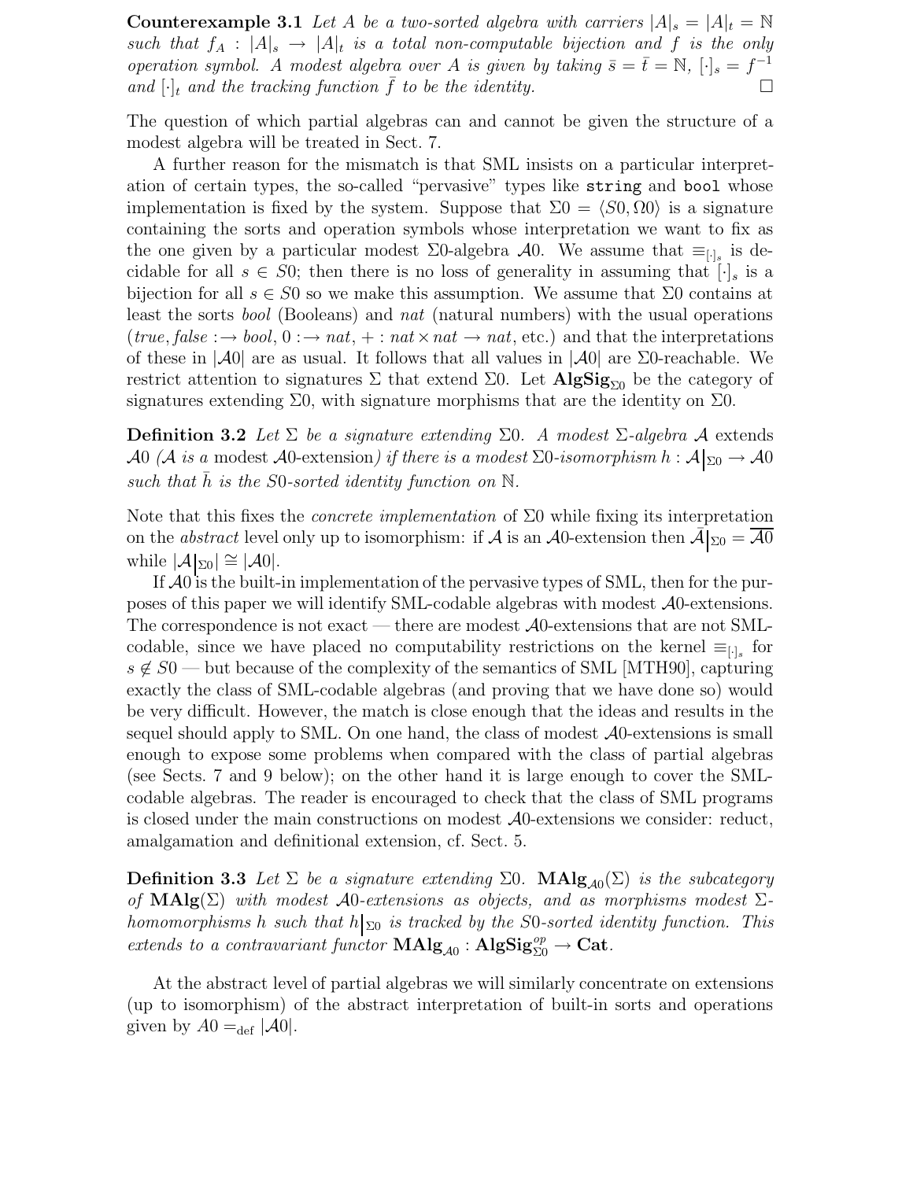**Counterexample 3.1** *Let $A$ be a two-sorted algebra with carriers $|A|_s = |A|_t = \mathbb{N}$ such that $f_A : |A|_s \to |A|_t$ is a total non-computable bijection and $f$ is the only operation symbol. A modest algebra over $A$ is given by taking $\bar{s} = \bar{t} = \mathbb{N}$, $[\cdot]_s = f^{-1}$ and $[\cdot]_t$ and the tracking function $\bar{f}$ to be the identity.* □

The question of which partial algebras can and cannot be given the structure of a modest algebra will be treated in Sect. 7.

A further reason for the mismatch is that SML insists on a particular interpretation of certain types, the so-called "pervasive" types like `string` and `bool` whose implementation is fixed by the system. Suppose that $\Sigma 0 = \langle S0, \Omega 0 \rangle$ is a signature containing the sorts and operation symbols whose interpretation we want to fix as the one given by a particular modest $\Sigma 0$-algebra $\mathcal{A}0$. We assume that $\equiv_{[\cdot]_s}$ is decidable for all $s \in S0$; then there is no loss of generality in assuming that $[\cdot]_s$ is a bijection for all $s \in S0$ so we make this assumption. We assume that $\Sigma 0$ contains at least the sorts *bool* (Booleans) and *nat* (natural numbers) with the usual operations ($true, false : \to bool$, $0 : \to nat$, $+ : nat \times nat \to nat$, etc.) and that the interpretations of these in $|\mathcal{A}0|$ are as usual. It follows that all values in $|\mathcal{A}0|$ are $\Sigma 0$-reachable. We restrict attention to signatures $\Sigma$ that extend $\Sigma 0$. Let $\mathbf{AlgSig}_{\Sigma 0}$ be the category of signatures extending $\Sigma 0$, with signature morphisms that are the identity on $\Sigma 0$.

**Definition 3.2** *Let $\Sigma$ be a signature extending $\Sigma 0$. A modest $\Sigma$-algebra $\mathcal{A}$* extends *$\mathcal{A}0$ ($\mathcal{A}$ is a* modest $\mathcal{A}0$-extension*) if there is a modest $\Sigma 0$-isomorphism $h : \mathcal{A}|_{\Sigma 0} \to \mathcal{A}0$ such that $\bar{h}$ is the $S0$-sorted identity function on $\mathbb{N}$.*

Note that this fixes the *concrete implementation* of $\Sigma 0$ while fixing its interpretation on the *abstract* level only up to isomorphism: if $\mathcal{A}$ is an $\mathcal{A}0$-extension then $\bar{\mathcal{A}}|_{\Sigma 0} = \overline{\mathcal{A}0}$ while $|\mathcal{A}|_{\Sigma 0}| \cong |\mathcal{A}0|$.

If $\mathcal{A}0$ is the built-in implementation of the pervasive types of SML, then for the purposes of this paper we will identify SML-codable algebras with modest $\mathcal{A}0$-extensions. The correspondence is not exact — there are modest $\mathcal{A}0$-extensions that are not SML-codable, since we have placed no computability restrictions on the kernel $\equiv_{[\cdot]_s}$ for $s \notin S0$ — but because of the complexity of the semantics of SML [MTH90], capturing exactly the class of SML-codable algebras (and proving that we have done so) would be very difficult. However, the match is close enough that the ideas and results in the sequel should apply to SML. On one hand, the class of modest $\mathcal{A}0$-extensions is small enough to expose some problems when compared with the class of partial algebras (see Sects. 7 and 9 below); on the other hand it is large enough to cover the SML-codable algebras. The reader is encouraged to check that the class of SML programs is closed under the main constructions on modest $\mathcal{A}0$-extensions we consider: reduct, amalgamation and definitional extension, cf. Sect. 5.

**Definition 3.3** *Let $\Sigma$ be a signature extending $\Sigma 0$. $\mathbf{MAlg}_{\mathcal{A}0}(\Sigma)$ is the subcategory of $\mathbf{MAlg}(\Sigma)$ with modest $\mathcal{A}0$-extensions as objects, and as morphisms modest $\Sigma$-homomorphisms $h$ such that $h|_{\Sigma 0}$ is tracked by the $S0$-sorted identity function. This extends to a contravariant functor $\mathbf{MAlg}_{\mathcal{A}0} : \mathbf{AlgSig}_{\Sigma 0}^{op} \to \mathbf{Cat}$.*

At the abstract level of partial algebras we will similarly concentrate on extensions (up to isomorphism) of the abstract interpretation of built-in sorts and operations given by $A0 =_{\text{def}} |\mathcal{A}0|$.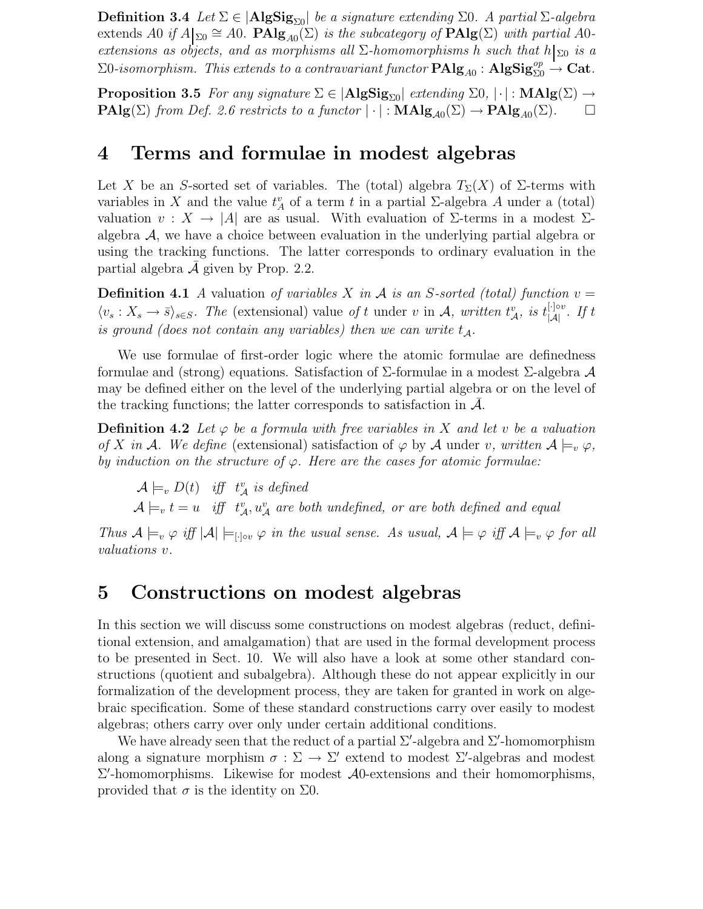**Definition 3.4** *Let $\Sigma \in |\mathbf{AlgSig}_{\Sigma 0}|$ be a signature extending $\Sigma 0$. A partial $\Sigma$-algebra* extends $A0$ *if $A\big|_{\Sigma 0} \cong A0$. $\mathbf{PAlg}_{A0}(\Sigma)$ is the subcategory of $\mathbf{PAlg}(\Sigma)$ with partial $A0$-extensions as objects, and as morphisms all $\Sigma$-homomorphisms $h$ such that $h\big|_{\Sigma 0}$ is a $\Sigma 0$-isomorphism. This extends to a contravariant functor $\mathbf{PAlg}_{A0} : \mathbf{AlgSig}_{\Sigma 0}^{op} \to \mathbf{Cat}$.*

**Proposition 3.5** *For any signature $\Sigma \in |\mathbf{AlgSig}_{\Sigma 0}|$ extending $\Sigma 0$, $|\cdot| : \mathbf{MAlg}(\Sigma) \to \mathbf{PAlg}(\Sigma)$ from Def. 2.6 restricts to a functor $|\cdot| : \mathbf{MAlg}_{\mathcal{A}0}(\Sigma) \to \mathbf{PAlg}_{A0}(\Sigma)$.* $\square$

# 4 Terms and formulae in modest algebras

Let $X$ be an $S$-sorted set of variables. The (total) algebra $T_\Sigma(X)$ of $\Sigma$-terms with variables in $X$ and the value $t_A^v$ of a term $t$ in a partial $\Sigma$-algebra $A$ under a (total) valuation $v : X \to |A|$ are as usual. With evaluation of $\Sigma$-terms in a modest $\Sigma$-algebra $\mathcal{A}$, we have a choice between evaluation in the underlying partial algebra or using the tracking functions. The latter corresponds to ordinary evaluation in the partial algebra $\bar{\mathcal{A}}$ given by Prop. 2.2.

**Definition 4.1** *A* valuation *of variables $X$ in $\mathcal{A}$ is an $S$-sorted (total) function $v = \langle v_s : X_s \to \bar{s} \rangle_{s \in S}$. The* (extensional) value *of $t$ under $v$ in $\mathcal{A}$, written $t_{\mathcal{A}}^v$, is $t_{|\mathcal{A}|}^{[\cdot] \circ v}$. If $t$ is ground (does not contain any variables) then we can write $t_{\mathcal{A}}$.*

We use formulae of first-order logic where the atomic formulae are definedness formulae and (strong) equations. Satisfaction of $\Sigma$-formulae in a modest $\Sigma$-algebra $\mathcal{A}$ may be defined either on the level of the underlying partial algebra or on the level of the tracking functions; the latter corresponds to satisfaction in $\bar{\mathcal{A}}$.

**Definition 4.2** *Let $\varphi$ be a formula with free variables in $X$ and let $v$ be a valuation of $X$ in $\mathcal{A}$. We define* (extensional) satisfaction of $\varphi$ by $\mathcal{A}$ under $v$, *written $\mathcal{A} \models_v \varphi$, by induction on the structure of $\varphi$. Here are the cases for atomic formulae:*

$\mathcal{A} \models_v D(t)$ *iff* $t_{\mathcal{A}}^v$ *is defined*

$\mathcal{A} \models_v t = u$ *iff* $t_{\mathcal{A}}^v, u_{\mathcal{A}}^v$ *are both undefined, or are both defined and equal*

*Thus $\mathcal{A} \models_v \varphi$ iff $|\mathcal{A}| \models_{[\cdot] \circ v} \varphi$ in the usual sense. As usual, $\mathcal{A} \models \varphi$ iff $\mathcal{A} \models_v \varphi$ for all valuations $v$.*

# 5 Constructions on modest algebras

In this section we will discuss some constructions on modest algebras (reduct, definitional extension, and amalgamation) that are used in the formal development process to be presented in Sect. 10. We will also have a look at some other standard constructions (quotient and subalgebra). Although these do not appear explicitly in our formalization of the development process, they are taken for granted in work on algebraic specification. Some of these standard constructions carry over easily to modest algebras; others carry over only under certain additional conditions.

We have already seen that the reduct of a partial $\Sigma'$-algebra and $\Sigma'$-homomorphism along a signature morphism $\sigma : \Sigma \to \Sigma'$ extend to modest $\Sigma'$-algebras and modest $\Sigma'$-homomorphisms. Likewise for modest $\mathcal{A}0$-extensions and their homomorphisms, provided that $\sigma$ is the identity on $\Sigma 0$.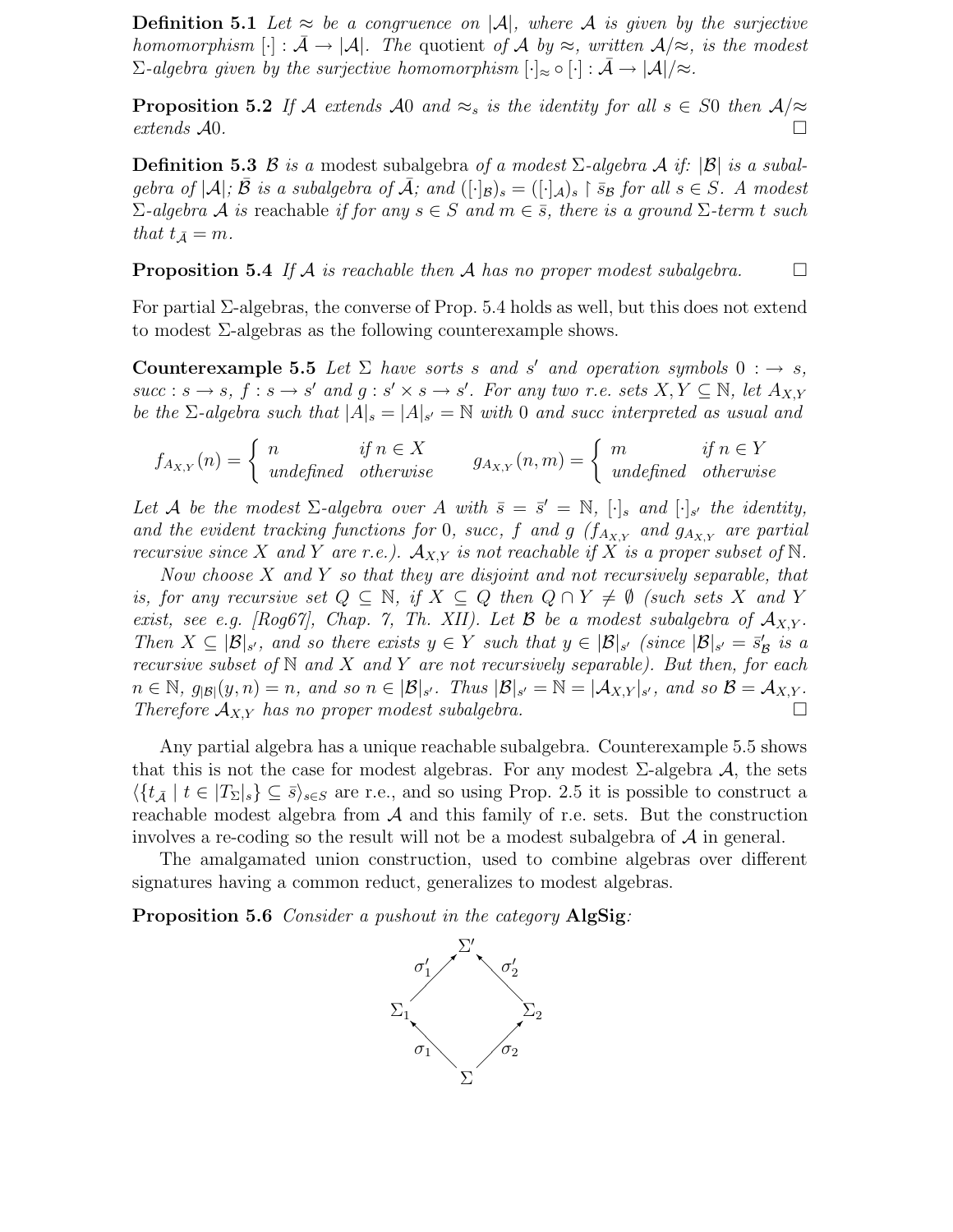**Definition 5.1** *Let $\approx$ be a congruence on $|\mathcal{A}|$, where $\mathcal{A}$ is given by the surjective homomorphism $[\cdot] : \bar{A} \to |\mathcal{A}|$. The quotient of $\mathcal{A}$ by $\approx$, written $\mathcal{A}/\approx$, is the modest $\Sigma$-algebra given by the surjective homomorphism $[\cdot]_\approx \circ [\cdot] : \bar{A} \to |\mathcal{A}|/\approx$.*

**Proposition 5.2** *If $\mathcal{A}$ extends $\mathcal{A}0$ and $\approx_s$ is the identity for all $s \in S0$ then $\mathcal{A}/\approx$ extends $\mathcal{A}0$.* □

**Definition 5.3** $\mathcal{B}$ *is a* modest subalgebra *of a modest $\Sigma$-algebra $\mathcal{A}$ if: $|\mathcal{B}|$ is a subalgebra of $|\mathcal{A}|$; $\bar{\mathcal{B}}$ is a subalgebra of $\bar{\mathcal{A}}$; and $([\cdot]_\mathcal{B})_s = ([\cdot]_\mathcal{A})_s \restriction \bar{s}_\mathcal{B}$ for all $s \in S$. A modest $\Sigma$-algebra $\mathcal{A}$ is* reachable *if for any $s \in S$ and $m \in \bar{s}$, there is a ground $\Sigma$-term $t$ such that $t_{\bar{A}} = m$.*

**Proposition 5.4** *If $\mathcal{A}$ is reachable then $\mathcal{A}$ has no proper modest subalgebra.* □

For partial $\Sigma$-algebras, the converse of Prop. 5.4 holds as well, but this does not extend to modest $\Sigma$-algebras as the following counterexample shows.

**Counterexample 5.5** *Let $\Sigma$ have sorts $s$ and $s'$ and operation symbols $0 : \to s$, $succ : s \to s$, $f : s \to s'$ and $g : s' \times s \to s'$. For any two r.e. sets $X, Y \subseteq \mathbb{N}$, let $A_{X,Y}$ be the $\Sigma$-algebra such that $|A|_s = |A|_{s'} = \mathbb{N}$ with $0$ and $succ$ interpreted as usual and*

$$f_{A_{X,Y}}(n) = \begin{cases} n & \text{if } n \in X \\ \text{undefined} & \text{otherwise} \end{cases} \qquad g_{A_{X,Y}}(n,m) = \begin{cases} m & \text{if } n \in Y \\ \text{undefined} & \text{otherwise} \end{cases}$$

*Let $\mathcal{A}$ be the modest $\Sigma$-algebra over $A$ with $\bar{s} = \bar{s}' = \mathbb{N}$, $[\cdot]_s$ and $[\cdot]_{s'}$ the identity, and the evident tracking functions for $0$, $succ$, $f$ and $g$ ($f_{A_{X,Y}}$ and $g_{A_{X,Y}}$ are partial recursive since $X$ and $Y$ are r.e.). $\mathcal{A}_{X,Y}$ is not reachable if $X$ is a proper subset of $\mathbb{N}$.*

*Now choose $X$ and $Y$ so that they are disjoint and not recursively separable, that is, for any recursive set $Q \subseteq \mathbb{N}$, if $X \subseteq Q$ then $Q \cap Y \neq \emptyset$ (such sets $X$ and $Y$ exist, see e.g. [Rog67], Chap. 7, Th. XII). Let $\mathcal{B}$ be a modest subalgebra of $\mathcal{A}_{X,Y}$. Then $X \subseteq |\mathcal{B}|_{s'}$, and so there exists $y \in Y$ such that $y \in |\mathcal{B}|_{s'}$ (since $|\mathcal{B}|_{s'} = \bar{s}'_\mathcal{B}$ is a recursive subset of $\mathbb{N}$ and $X$ and $Y$ are not recursively separable). But then, for each $n \in \mathbb{N}$, $g_{|\mathcal{B}|}(y, n) = n$, and so $n \in |\mathcal{B}|_{s'}$. Thus $|\mathcal{B}|_{s'} = \mathbb{N} = |\mathcal{A}_{X,Y}|_{s'}$, and so $\mathcal{B} = \mathcal{A}_{X,Y}$. Therefore $\mathcal{A}_{X,Y}$ has no proper modest subalgebra.* □

Any partial algebra has a unique reachable subalgebra. Counterexample 5.5 shows that this is not the case for modest algebras. For any modest $\Sigma$-algebra $\mathcal{A}$, the sets $\langle \{t_{\bar{A}} \mid t \in |T_\Sigma|_s\} \subseteq \bar{s} \rangle_{s \in S}$ are r.e., and so using Prop. 2.5 it is possible to construct a reachable modest algebra from $\mathcal{A}$ and this family of r.e. sets. But the construction involves a re-coding so the result will not be a modest subalgebra of $\mathcal{A}$ in general.

The amalgamated union construction, used to combine algebras over different signatures having a common reduct, generalizes to modest algebras.

**Proposition 5.6** *Consider a pushout in the category* **AlgSig***:*

$$\begin{array}{ccccc} & & \Sigma' & & \\ & \overset{\sigma_1'}{\nearrow} & & \overset{\sigma_2'}{\nwarrow} & \\ \Sigma_1 & & & & \Sigma_2 \\ & \underset{\sigma_1}{\nwarrow} & & \underset{\sigma_2}{\nearrow} & \\ & & \Sigma & & \end{array}$$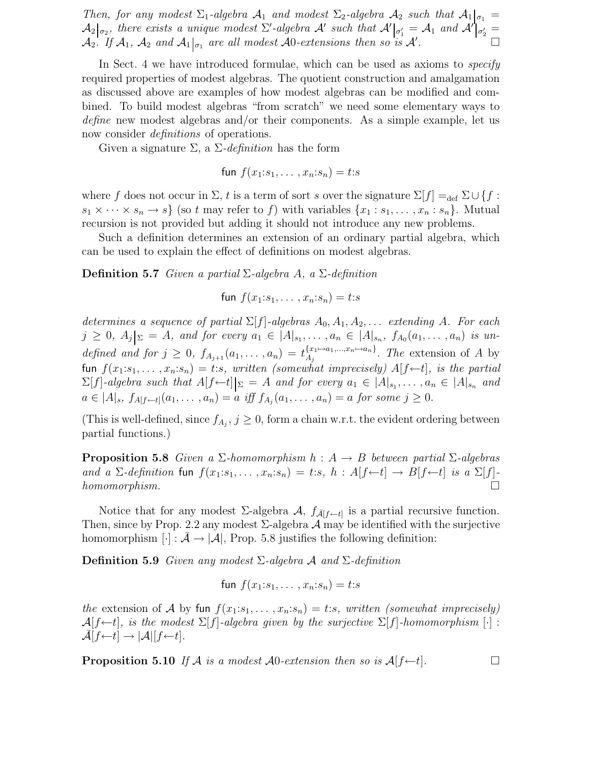*Then, for any modest $\Sigma_1$-algebra $\mathcal{A}_1$ and modest $\Sigma_2$-algebra $\mathcal{A}_2$ such that $\mathcal{A}_1\big|_{\sigma_1} = \mathcal{A}_2\big|_{\sigma_2}$, there exists a unique modest $\Sigma'$-algebra $\mathcal{A}'$ such that $\mathcal{A}'\big|_{\sigma'_1} = \mathcal{A}_1$ and $\mathcal{A}'\big|_{\sigma'_2} = \mathcal{A}_2$. If $\mathcal{A}_1$, $\mathcal{A}_2$ and $\mathcal{A}_1|_{\sigma_1}$ are all modest $\mathcal{A}0$-extensions then so is $\mathcal{A}'$.* □

In Sect. 4 we have introduced formulae, which can be used as axioms to *specify* required properties of modest algebras. The quotient construction and amalgamation as discussed above are examples of how modest algebras can be modified and combined. To build modest algebras "from scratch" we need some elementary ways to *define* new modest algebras and/or their components. As a simple example, let us now consider *definitions* of operations.

Given a signature $\Sigma$, a $\Sigma$-*definition* has the form

$$\mathsf{fun}\ f(x_1{:}s_1, \ldots, x_n{:}s_n) = t{:}s$$

where $f$ does not occur in $\Sigma$, $t$ is a term of sort $s$ over the signature $\Sigma[f] =_{\text{def}} \Sigma \cup \{f : s_1 \times \cdots \times s_n \to s\}$ (so $t$ may refer to $f$) with variables $\{x_1 : s_1, \ldots, x_n : s_n\}$. Mutual recursion is not provided but adding it should not introduce any new problems.

Such a definition determines an extension of an ordinary partial algebra, which can be used to explain the effect of definitions on modest algebras.

**Definition 5.7** *Given a partial $\Sigma$-algebra $A$, a $\Sigma$-definition*

$$\mathsf{fun}\ f(x_1{:}s_1, \ldots, x_n{:}s_n) = t{:}s$$

*determines a sequence of partial $\Sigma[f]$-algebras $A_0, A_1, A_2, \ldots$ extending $A$. For each $j \geq 0$, $A_j\big|_\Sigma = A$, and for every $a_1 \in |A|_{s_1}, \ldots, a_n \in |A|_{s_n}$, $f_{A_0}(a_1, \ldots, a_n)$ is undefined and for $j \geq 0$, $f_{A_{j+1}}(a_1, \ldots, a_n) = t_{A_j}^{\{x_1 \mapsto a_1, \ldots, x_n \mapsto a_n\}}$. The* extension of $A$ by $\mathsf{fun}\ f(x_1{:}s_1, \ldots, x_n{:}s_n) = t{:}s$*, written (somewhat imprecisely) $A[f \leftarrow t]$, is the partial $\Sigma[f]$-algebra such that $A[f \leftarrow t]\big|_\Sigma = A$ and for every $a_1 \in |A|_{s_1}, \ldots, a_n \in |A|_{s_n}$ and $a \in |A|_s$, $f_{A[f\leftarrow t]}(a_1, \ldots, a_n) = a$ iff $f_{A_j}(a_1, \ldots, a_n) = a$ for some $j \geq 0$.*

(This is well-defined, since $f_{A_j}$, $j \geq 0$, form a chain w.r.t. the evident ordering between partial functions.)

**Proposition 5.8** *Given a $\Sigma$-homomorphism $h : A \to B$ between partial $\Sigma$-algebras and a $\Sigma$-definition $\mathsf{fun}\ f(x_1{:}s_1, \ldots, x_n{:}s_n) = t{:}s$, $h : A[f \leftarrow t] \to B[f \leftarrow t]$ is a $\Sigma[f]$-homomorphism.* □

Notice that for any modest $\Sigma$-algebra $\mathcal{A}$, $f_{\bar{\mathcal{A}}[f \leftarrow t]}$ is a partial recursive function. Then, since by Prop. 2.2 any modest $\Sigma$-algebra $\mathcal{A}$ may be identified with the surjective homomorphism $[\cdot] : \bar{\mathcal{A}} \to |\mathcal{A}|$, Prop. 5.8 justifies the following definition:

**Definition 5.9** *Given any modest $\Sigma$-algebra $\mathcal{A}$ and $\Sigma$-definition*

$$\mathsf{fun}\ f(x_1{:}s_1, \ldots, x_n{:}s_n) = t{:}s$$

*the* extension of $\mathcal{A}$ by $\mathsf{fun}\ f(x_1{:}s_1, \ldots, x_n{:}s_n) = t{:}s$*, written (somewhat imprecisely) $\mathcal{A}[f \leftarrow t]$, is the modest $\Sigma[f]$-algebra given by the surjective $\Sigma[f]$-homomorphism $[\cdot] : \bar{\mathcal{A}}[f \leftarrow t] \to |\mathcal{A}|[f \leftarrow t]$.*

**Proposition 5.10** *If $\mathcal{A}$ is a modest $\mathcal{A}0$-extension then so is $\mathcal{A}[f \leftarrow t]$.* □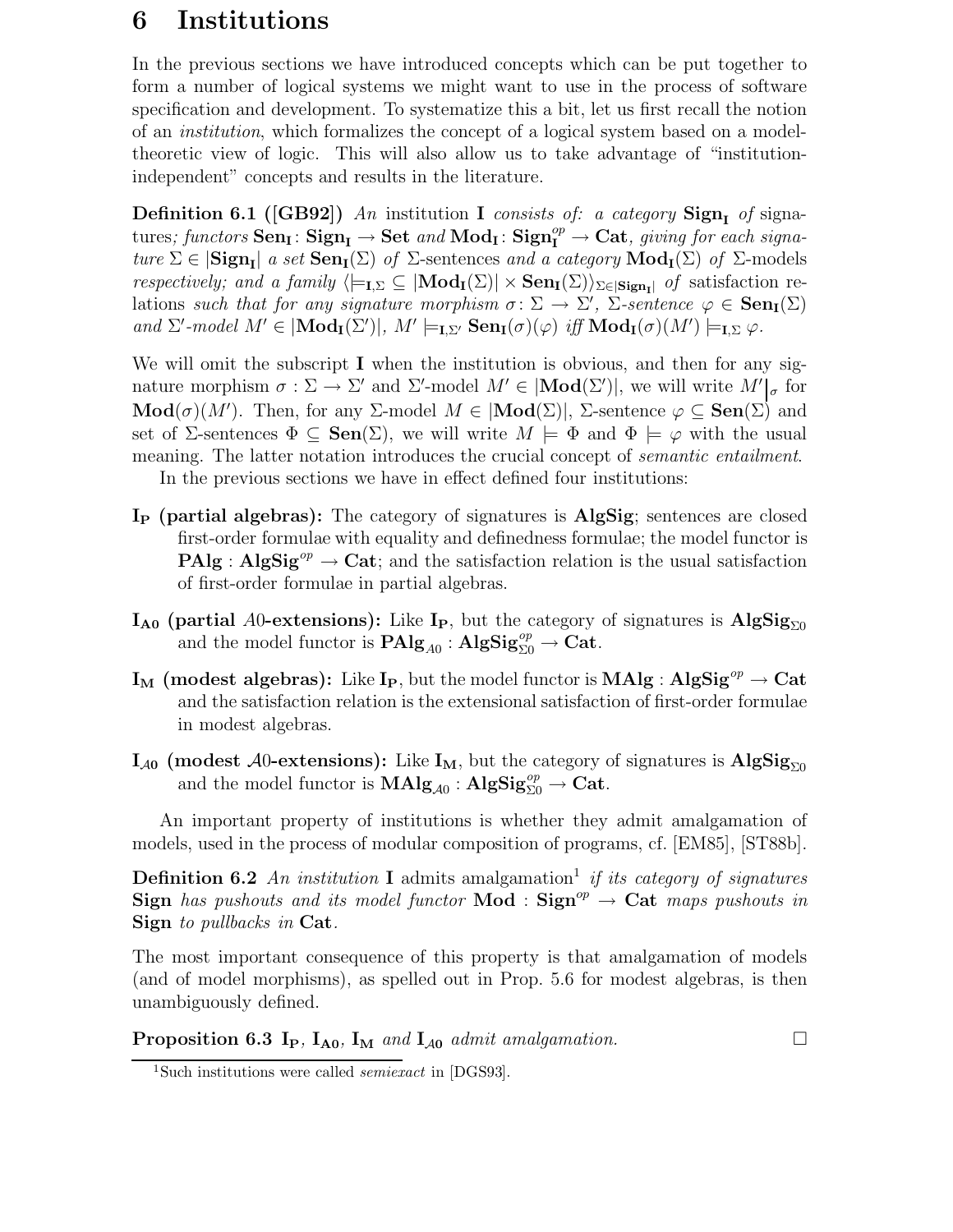## 6 Institutions

In the previous sections we have introduced concepts which can be put together to form a number of logical systems we might want to use in the process of software specification and development. To systematize this a bit, let us first recall the notion of an *institution*, which formalizes the concept of a logical system based on a model-theoretic view of logic. This will also allow us to take advantage of "institution-independent" concepts and results in the literature.

**Definition 6.1 ([GB92])** *An* institution $\mathbf{I}$ *consists of: a category* $\mathbf{Sign_I}$ *of* signatures*; functors* $\mathbf{Sen_I}\colon \mathbf{Sign_I} \to \mathbf{Set}$ *and* $\mathbf{Mod_I}\colon \mathbf{Sign_I}^{op} \to \mathbf{Cat}$*, giving for each signature* $\Sigma \in |\mathbf{Sign_I}|$ *a set* $\mathbf{Sen_I}(\Sigma)$ *of* $\Sigma$-sentences *and a category* $\mathbf{Mod_I}(\Sigma)$ *of* $\Sigma$-models *respectively; and a family* $\langle \models_{\mathbf{I},\Sigma} \subseteq |\mathbf{Mod_I}(\Sigma)| \times \mathbf{Sen_I}(\Sigma)\rangle_{\Sigma\in|\mathbf{Sign_I}|}$ *of* satisfaction relations *such that for any signature morphism* $\sigma\colon \Sigma \to \Sigma'$*,* $\Sigma$*-sentence* $\varphi \in \mathbf{Sen_I}(\Sigma)$ *and* $\Sigma'$*-model* $M' \in |\mathbf{Mod_I}(\Sigma')|$*,* $M' \models_{\mathbf{I},\Sigma'} \mathbf{Sen_I}(\sigma)(\varphi)$ *iff* $\mathbf{Mod_I}(\sigma)(M') \models_{\mathbf{I},\Sigma} \varphi$*.*

We will omit the subscript $\mathbf{I}$ when the institution is obvious, and then for any signature morphism $\sigma : \Sigma \to \Sigma'$ and $\Sigma'$-model $M' \in |\mathbf{Mod}(\Sigma')|$, we will write $M'|_\sigma$ for $\mathbf{Mod}(\sigma)(M')$. Then, for any $\Sigma$-model $M \in |\mathbf{Mod}(\Sigma)|$, $\Sigma$-sentence $\varphi \subseteq \mathbf{Sen}(\Sigma)$ and set of $\Sigma$-sentences $\Phi \subseteq \mathbf{Sen}(\Sigma)$, we will write $M \models \Phi$ and $\Phi \models \varphi$ with the usual meaning. The latter notation introduces the crucial concept of *semantic entailment*.

In the previous sections we have in effect defined four institutions:

- **$\mathbf{I_P}$ (partial algebras):** The category of signatures is $\mathbf{AlgSig}$; sentences are closed first-order formulae with equality and definedness formulae; the model functor is $\mathbf{PAlg} : \mathbf{AlgSig}^{op} \to \mathbf{Cat}$; and the satisfaction relation is the usual satisfaction of first-order formulae in partial algebras.
- **$\mathbf{I_{A0}}$ (partial $A0$-extensions):** Like $\mathbf{I_P}$, but the category of signatures is $\mathbf{AlgSig}_{\Sigma 0}$ and the model functor is $\mathbf{PAlg}_{A0} : \mathbf{AlgSig}_{\Sigma 0}^{op} \to \mathbf{Cat}$.
- **$\mathbf{I_M}$ (modest algebras):** Like $\mathbf{I_P}$, but the model functor is $\mathbf{MAlg} : \mathbf{AlgSig}^{op} \to \mathbf{Cat}$ and the satisfaction relation is the extensional satisfaction of first-order formulae in modest algebras.
- **$\mathbf{I}_{\mathcal{A}\mathbf{0}}$ (modest $\mathcal{A}0$-extensions):** Like $\mathbf{I_M}$, but the category of signatures is $\mathbf{AlgSig}_{\Sigma 0}$ and the model functor is $\mathbf{MAlg}_{\mathcal{A}0} : \mathbf{AlgSig}_{\Sigma 0}^{op} \to \mathbf{Cat}$.

An important property of institutions is whether they admit amalgamation of models, used in the process of modular composition of programs, cf. [EM85], [ST88b].

**Definition 6.2** *An institution* $\mathbf{I}$ admits amalgamation[1] *if its category of signatures* $\mathbf{Sign}$ *has pushouts and its model functor* $\mathbf{Mod} : \mathbf{Sign}^{op} \to \mathbf{Cat}$ *maps pushouts in* $\mathbf{Sign}$ *to pullbacks in* $\mathbf{Cat}$*.*

The most important consequence of this property is that amalgamation of models (and of model morphisms), as spelled out in Prop. 5.6 for modest algebras, is then unambiguously defined.

**Proposition 6.3** *$\mathbf{I_P}$, $\mathbf{I_{A0}}$, $\mathbf{I_M}$ and $\mathbf{I}_{\mathcal{A}\mathbf{0}}$ admit amalgamation.* □

[1] Such institutions were called *semiexact* in [DGS93].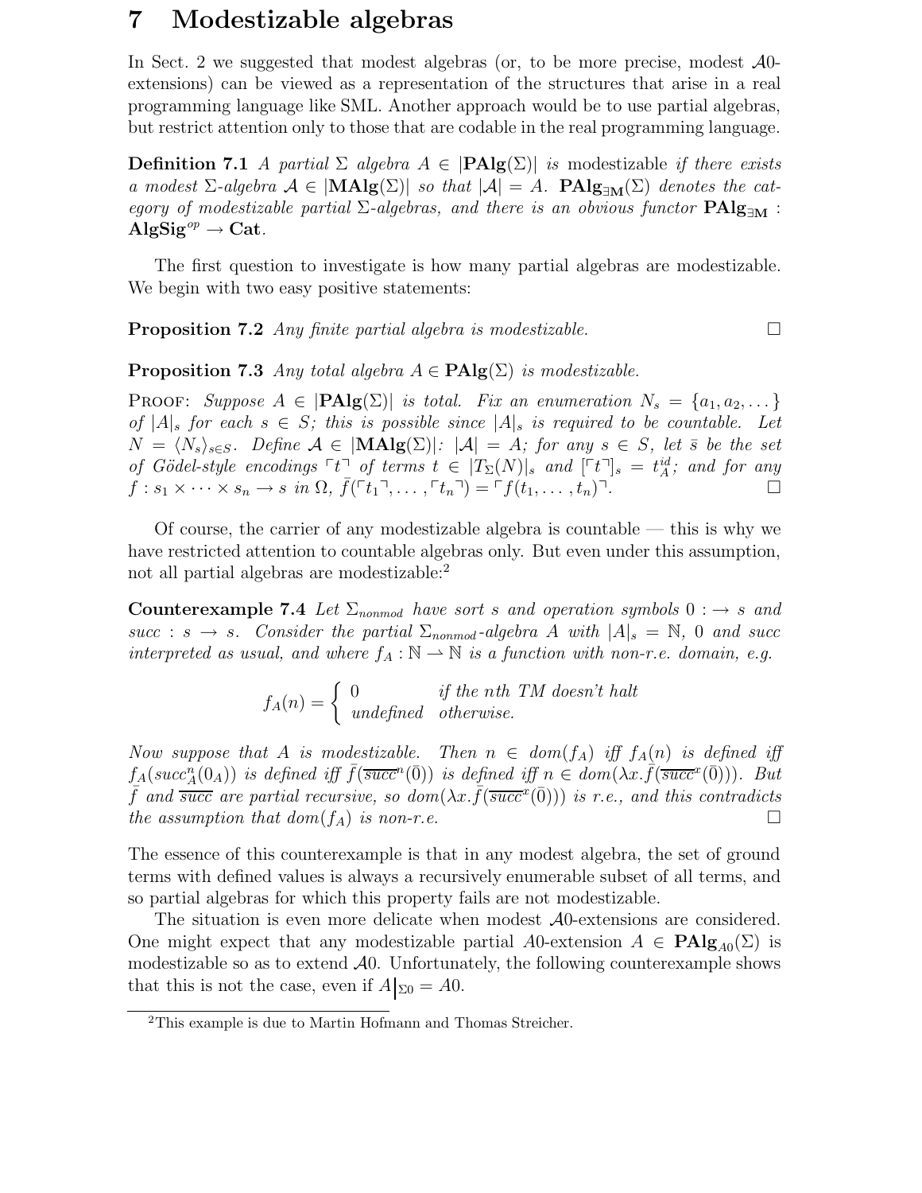# 7 Modestizable algebras

In Sect. 2 we suggested that modest algebras (or, to be more precise, modest $\mathcal{A}0$-extensions) can be viewed as a representation of the structures that arise in a real programming language like SML. Another approach would be to use partial algebras, but restrict attention only to those that are codable in the real programming language.

**Definition 7.1** *A partial $\Sigma$ algebra $A \in |\mathbf{PAlg}(\Sigma)|$ is* modestizable *if there exists a modest $\Sigma$-algebra $\mathcal{A} \in |\mathbf{MAlg}(\Sigma)|$ so that $|\mathcal{A}| = A$. $\mathbf{PAlg}_{\exists\mathbf{M}}(\Sigma)$ denotes the category of modestizable partial $\Sigma$-algebras, and there is an obvious functor $\mathbf{PAlg}_{\exists\mathbf{M}} : \mathbf{AlgSig}^{op} \to \mathbf{Cat}$.*

The first question to investigate is how many partial algebras are modestizable. We begin with two easy positive statements:

**Proposition 7.2** *Any finite partial algebra is modestizable.* □

**Proposition 7.3** *Any total algebra $A \in \mathbf{PAlg}(\Sigma)$ is modestizable.*

PROOF: *Suppose $A \in |\mathbf{PAlg}(\Sigma)|$ is total. Fix an enumeration $N_s = \{a_1, a_2, \dots\}$ of $|A|_s$ for each $s \in S$; this is possible since $|A|_s$ is required to be countable. Let $N = \langle N_s \rangle_{s \in S}$. Define $\mathcal{A} \in |\mathbf{MAlg}(\Sigma)|$: $|\mathcal{A}| = A$; for any $s \in S$, let $\bar{s}$ be the set of Gödel-style encodings $\ulcorner t \urcorner$ of terms $t \in |T_\Sigma(N)|_s$ and $[\ulcorner t \urcorner]_s = t_A^{id}$; and for any $f : s_1 \times \cdots \times s_n \to s$ in $\Omega$, $\bar{f}(\ulcorner t_1 \urcorner, \dots, \ulcorner t_n \urcorner) = \ulcorner f(t_1, \dots, t_n) \urcorner$.* □

Of course, the carrier of any modestizable algebra is countable — this is why we have restricted attention to countable algebras only. But even under this assumption, not all partial algebras are modestizable:[2]

**Counterexample 7.4** *Let $\Sigma_{nonmod}$ have sort $s$ and operation symbols $0 : \to s$ and $succ : s \to s$. Consider the partial $\Sigma_{nonmod}$-algebra $A$ with $|A|_s = \mathbb{N}$, $0$ and $succ$ interpreted as usual, and where $f_A : \mathbb{N} \rightharpoonup \mathbb{N}$ is a function with non-r.e. domain, e.g.*

$$f_A(n) = \begin{cases} 0 & \text{if the } n\text{th TM doesn't halt} \\ \text{undefined} & \text{otherwise.} \end{cases}$$

*Now suppose that $A$ is modestizable. Then $n \in dom(f_A)$ iff $f_A(n)$ is defined iff $f_A(succ_A^n(0_A))$ is defined iff $\bar{f}(\overline{succ}^n(\bar{0}))$ is defined iff $n \in dom(\lambda x.\bar{f}(\overline{succ}^x(\bar{0})))$. But $\bar{f}$ and $\overline{succ}$ are partial recursive, so $dom(\lambda x.\bar{f}(\overline{succ}^x(\bar{0})))$ is r.e., and this contradicts the assumption that $dom(f_A)$ is non-r.e.* □

The essence of this counterexample is that in any modest algebra, the set of ground terms with defined values is always a recursively enumerable subset of all terms, and so partial algebras for which this property fails are not modestizable.

The situation is even more delicate when modest $\mathcal{A}0$-extensions are considered. One might expect that any modestizable partial $A0$-extension $A \in \mathbf{PAlg}_{A0}(\Sigma)$ is modestizable so as to extend $\mathcal{A}0$. Unfortunately, the following counterexample shows that this is not the case, even if $A\big|_{\Sigma 0} = A0$.

[2] This example is due to Martin Hofmann and Thomas Streicher.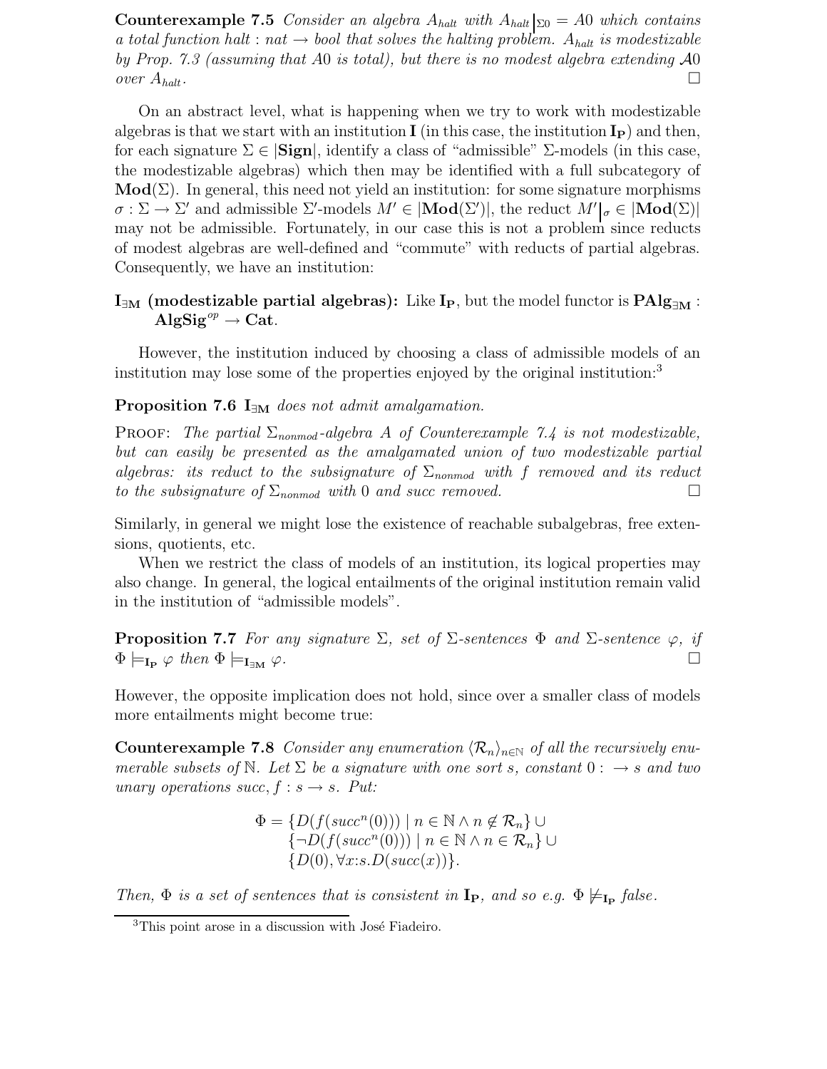**Counterexample 7.5** *Consider an algebra $A_{halt}$ with $A_{halt}|_{\Sigma 0} = A0$ which contains a total function $halt : nat \to bool$ that solves the halting problem. $A_{halt}$ is modestizable by Prop. 7.3 (assuming that $A0$ is total), but there is no modest algebra extending $\mathcal{A}0$ over $A_{halt}$.* □

On an abstract level, what is happening when we try to work with modestizable algebras is that we start with an institution $\mathbf{I}$ (in this case, the institution $\mathbf{I_P}$) and then, for each signature $\Sigma \in |\mathbf{Sign}|$, identify a class of "admissible" $\Sigma$-models (in this case, the modestizable algebras) which then may be identified with a full subcategory of $\mathbf{Mod}(\Sigma)$. In general, this need not yield an institution: for some signature morphisms $\sigma : \Sigma \to \Sigma'$ and admissible $\Sigma'$-models $M' \in |\mathbf{Mod}(\Sigma')|$, the reduct $M'|_\sigma \in |\mathbf{Mod}(\Sigma)|$ may not be admissible. Fortunately, in our case this is not a problem since reducts of modest algebras are well-defined and "commute" with reducts of partial algebras. Consequently, we have an institution:

**$\mathbf{I_{\exists M}}$ (modestizable partial algebras):** Like $\mathbf{I_P}$, but the model functor is $\mathbf{PAlg_{\exists M}} : \mathbf{AlgSig}^{op} \to \mathbf{Cat}$.

However, the institution induced by choosing a class of admissible models of an institution may lose some of the properties enjoyed by the original institution:[3]

**Proposition 7.6** *$\mathbf{I_{\exists M}}$ does not admit amalgamation.*

PROOF: *The partial $\Sigma_{nonmod}$-algebra $A$ of Counterexample 7.4 is not modestizable, but can easily be presented as the amalgamated union of two modestizable partial algebras: its reduct to the subsignature of $\Sigma_{nonmod}$ with $f$ removed and its reduct to the subsignature of $\Sigma_{nonmod}$ with $0$ and $succ$ removed.* □

Similarly, in general we might lose the existence of reachable subalgebras, free extensions, quotients, etc.

When we restrict the class of models of an institution, its logical properties may also change. In general, the logical entailments of the original institution remain valid in the institution of "admissible models".

**Proposition 7.7** *For any signature $\Sigma$, set of $\Sigma$-sentences $\Phi$ and $\Sigma$-sentence $\varphi$, if $\Phi \models_{\mathbf{I_P}} \varphi$ then $\Phi \models_{\mathbf{I_{\exists M}}} \varphi$.* □

However, the opposite implication does not hold, since over a smaller class of models more entailments might become true:

**Counterexample 7.8** *Consider any enumeration $\langle \mathcal{R}_n \rangle_{n \in \mathbb{N}}$ of all the recursively enumerable subsets of $\mathbb{N}$. Let $\Sigma$ be a signature with one sort $s$, constant $0 : \to s$ and two unary operations $succ, f : s \to s$. Put:*

$$\begin{aligned}\Phi = \{&D(f(succ^n(0))) \mid n \in \mathbb{N} \wedge n \notin \mathcal{R}_n\} \cup \\ \{&\neg D(f(succ^n(0))) \mid n \in \mathbb{N} \wedge n \in \mathcal{R}_n\} \cup \\ \{&D(0), \forall x{:}s. D(succ(x))\}.\end{aligned}$$

*Then, $\Phi$ is a set of sentences that is consistent in $\mathbf{I_P}$, and so e.g. $\Phi \not\models_{\mathbf{I_P}} false$.*

[3] This point arose in a discussion with José Fiadeiro.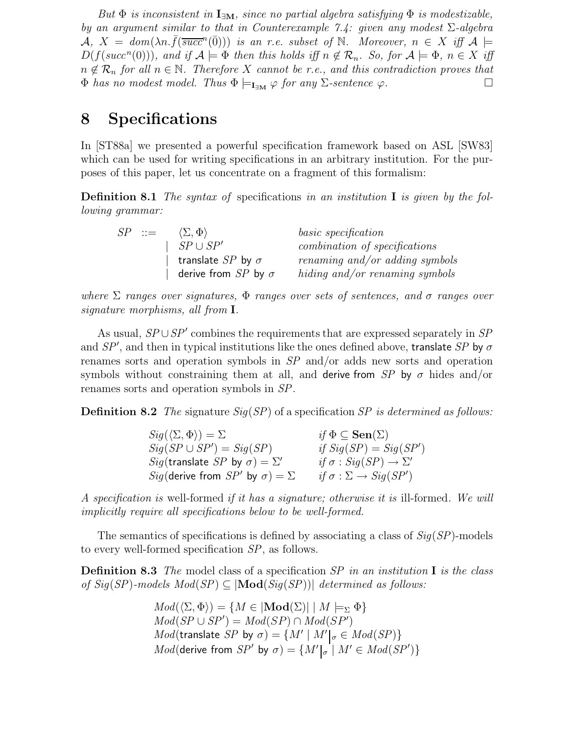*But $\Phi$ is inconsistent in $\mathbf{I}_{\exists\mathbf{M}}$, since no partial algebra satisfying $\Phi$ is modestizable, by an argument similar to that in Counterexample 7.4: given any modest $\Sigma$-algebra $\mathcal{A}$, $X = dom(\lambda n.\bar{f}(\overline{succ}^n(\bar{0})))$ is an r.e. subset of $\mathbb{N}$. Moreover, $n \in X$ iff $\mathcal{A} \models D(f(succ^n(0)))$, and if $\mathcal{A} \models \Phi$ then this holds iff $n \notin \mathcal{R}_n$. So, for $\mathcal{A} \models \Phi$, $n \in X$ iff $n \notin \mathcal{R}_n$ for all $n \in \mathbb{N}$. Therefore $X$ cannot be r.e., and this contradiction proves that $\Phi$ has no modest model. Thus $\Phi \models_{\mathbf{I}_{\exists\mathbf{M}}} \varphi$ for any $\Sigma$-sentence $\varphi$.* □

# 8 Specifications

In [ST88a] we presented a powerful specification framework based on ASL [SW83] which can be used for writing specifications in an arbitrary institution. For the purposes of this paper, let us concentrate on a fragment of this formalism:

**Definition 8.1** *The syntax of* specifications *in an institution* $\mathbf{I}$ *is given by the following grammar:*

| | | |
|---|---|---|
| $SP$ ::= | $\langle \Sigma, \Phi \rangle$ | *basic specification* |
| | $\mid$ $SP \cup SP'$ | *combination of specifications* |
| | $\mid$ translate $SP$ by $\sigma$ | *renaming and/or adding symbols* |
| | $\mid$ derive from $SP$ by $\sigma$ | *hiding and/or renaming symbols* |

*where $\Sigma$ ranges over signatures, $\Phi$ ranges over sets of sentences, and $\sigma$ ranges over signature morphisms, all from $\mathbf{I}$.*

As usual, $SP \cup SP'$ combines the requirements that are expressed separately in $SP$ and $SP'$, and then in typical institutions like the ones defined above, translate $SP$ by $\sigma$ renames sorts and operation symbols in $SP$ and/or adds new sorts and operation symbols without constraining them at all, and derive from $SP$ by $\sigma$ hides and/or renames sorts and operation symbols in $SP$.

**Definition 8.2** *The* signature $Sig(SP)$ of a specification $SP$ *is determined as follows:*

| | |
|---|---|
| $Sig(\langle \Sigma, \Phi \rangle) = \Sigma$ | *if* $\Phi \subseteq \mathbf{Sen}(\Sigma)$ |
| $Sig(SP \cup SP') = Sig(SP)$ | *if* $Sig(SP) = Sig(SP')$ |
| $Sig(\text{translate } SP \text{ by } \sigma) = \Sigma'$ | *if* $\sigma : Sig(SP) \to \Sigma'$ |
| $Sig(\text{derive from } SP' \text{ by } \sigma) = \Sigma$ | *if* $\sigma : \Sigma \to Sig(SP')$ |

*A specification is* well-formed *if it has a signature; otherwise it is* ill-formed*. We will implicitly require all specifications below to be well-formed.*

The semantics of specifications is defined by associating a class of $Sig(SP)$-models to every well-formed specification $SP$, as follows.

**Definition 8.3** *The* model class *of a specification $SP$ in an institution $\mathbf{I}$ is the class of $Sig(SP)$-models $Mod(SP) \subseteq |\mathbf{Mod}(Sig(SP))|$ determined as follows:*

$$
\begin{aligned}
&Mod(\langle \Sigma, \Phi \rangle) = \{M \in |\mathbf{Mod}(\Sigma)| \mid M \models_\Sigma \Phi\} \\
&Mod(SP \cup SP') = Mod(SP) \cap Mod(SP') \\
&Mod(\text{translate } SP \text{ by } \sigma) = \{M' \mid M'|_\sigma \in Mod(SP)\} \\
&Mod(\text{derive from } SP' \text{ by } \sigma) = \{M'|_\sigma \mid M' \in Mod(SP')\}
\end{aligned}
$$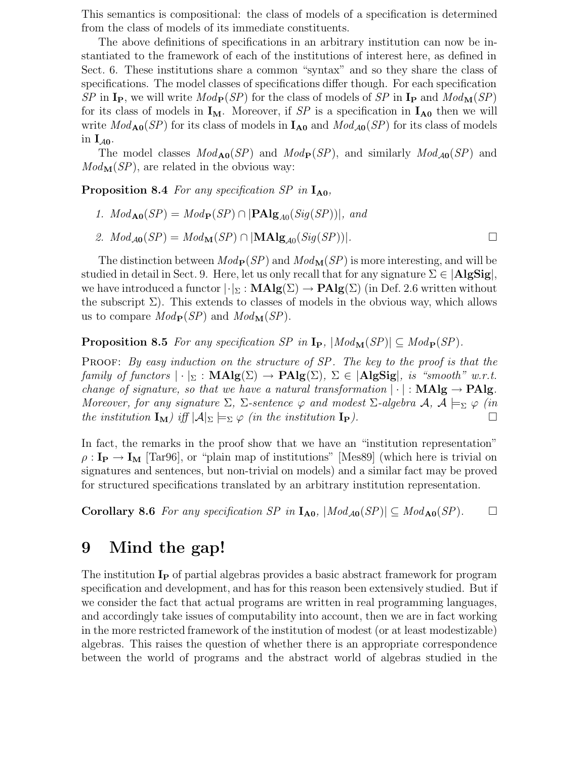This semantics is compositional: the class of models of a specification is determined from the class of models of its immediate constituents.

The above definitions of specifications in an arbitrary institution can now be instantiated to the framework of each of the institutions of interest here, as defined in Sect. 6. These institutions share a common "syntax" and so they share the class of specifications. The model classes of specifications differ though. For each specification $SP$ in $\mathbf{I_P}$, we will write $Mod_{\mathbf{P}}(SP)$ for the class of models of $SP$ in $\mathbf{I_P}$ and $Mod_{\mathbf{M}}(SP)$ for its class of models in $\mathbf{I_M}$. Moreover, if $SP$ is a specification in $\mathbf{I_{A0}}$ then we will write $Mod_{\mathbf{A0}}(SP)$ for its class of models in $\mathbf{I_{A0}}$ and $Mod_{\mathcal{A}0}(SP)$ for its class of models in $\mathbf{I}_{\mathcal{A}\mathbf{0}}$.

The model classes $Mod_{\mathbf{A0}}(SP)$ and $Mod_{\mathbf{P}}(SP)$, and similarly $Mod_{\mathcal{A}0}(SP)$ and $Mod_{\mathbf{M}}(SP)$, are related in the obvious way:

**Proposition 8.4** *For any specification $SP$ in $\mathbf{I_{A0}}$,*

1. $Mod_{\mathbf{A0}}(SP) = Mod_{\mathbf{P}}(SP) \cap |\mathbf{PAlg}_{A0}(Sig(SP))|$*, and*
2. $Mod_{\mathcal{A}0}(SP) = Mod_{\mathbf{M}}(SP) \cap |\mathbf{MAlg}_{\mathcal{A}0}(Sig(SP))|$*.* □

The distinction between $Mod_{\mathbf{P}}(SP)$ and $Mod_{\mathbf{M}}(SP)$ is more interesting, and will be studied in detail in Sect. 9. Here, let us only recall that for any signature $\Sigma \in |\mathbf{AlgSig}|$, we have introduced a functor $|\cdot|_\Sigma : \mathbf{MAlg}(\Sigma) \to \mathbf{PAlg}(\Sigma)$ (in Def. 2.6 written without the subscript $\Sigma$). This extends to classes of models in the obvious way, which allows us to compare $Mod_{\mathbf{P}}(SP)$ and $Mod_{\mathbf{M}}(SP)$.

**Proposition 8.5** *For any specification $SP$ in $\mathbf{I_P}$, $|Mod_{\mathbf{M}}(SP)| \subseteq Mod_{\mathbf{P}}(SP)$.*

Proof: *By easy induction on the structure of $SP$. The key to the proof is that the family of functors $|\cdot|_\Sigma : \mathbf{MAlg}(\Sigma) \to \mathbf{PAlg}(\Sigma)$, $\Sigma \in |\mathbf{AlgSig}|$, is "smooth" w.r.t. change of signature, so that we have a natural transformation $|\cdot| : \mathbf{MAlg} \to \mathbf{PAlg}$. Moreover, for any signature $\Sigma$, $\Sigma$-sentence $\varphi$ and modest $\Sigma$-algebra $\mathcal{A}$, $\mathcal{A} \models_\Sigma \varphi$ (in the institution $\mathbf{I_M}$) iff $|\mathcal{A}|_\Sigma \models_\Sigma \varphi$ (in the institution $\mathbf{I_P}$).* □

In fact, the remarks in the proof show that we have an "institution representation" $\rho : \mathbf{I_P} \to \mathbf{I_M}$ [Tar96], or "plain map of institutions" [Mes89] (which here is trivial on signatures and sentences, but non-trivial on models) and a similar fact may be proved for structured specifications translated by an arbitrary institution representation.

**Corollary 8.6** *For any specification $SP$ in $\mathbf{I_{A0}}$, $|Mod_{\mathcal{A}0}(SP)| \subseteq Mod_{\mathbf{A0}}(SP)$.* □

# 9 Mind the gap!

The institution $\mathbf{I_P}$ of partial algebras provides a basic abstract framework for program specification and development, and has for this reason been extensively studied. But if we consider the fact that actual programs are written in real programming languages, and accordingly take issues of computability into account, then we are in fact working in the more restricted framework of the institution of modest (or at least modestizable) algebras. This raises the question of whether there is an appropriate correspondence between the world of programs and the abstract world of algebras studied in the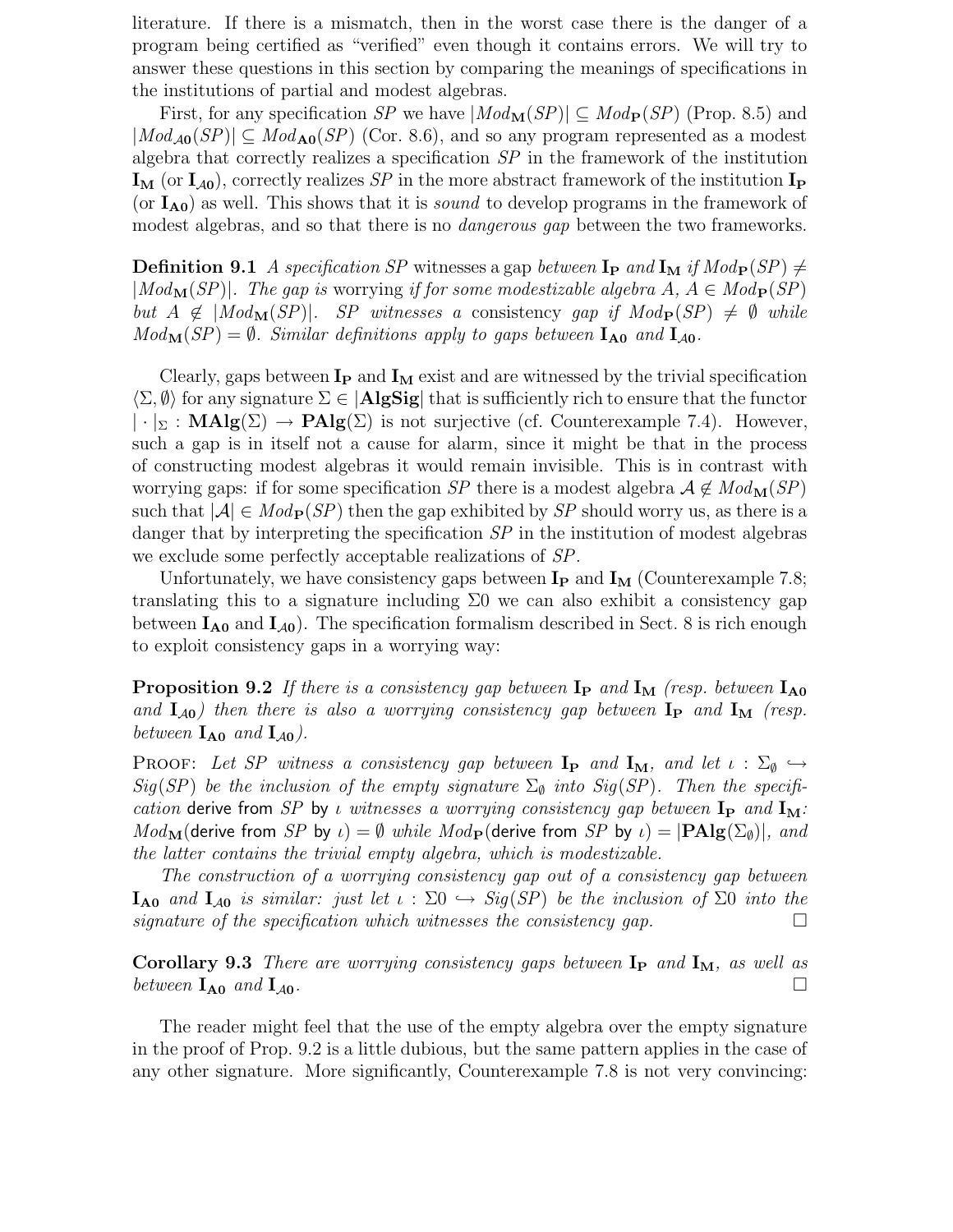literature. If there is a mismatch, then in the worst case there is the danger of a program being certified as "verified" even though it contains errors. We will try to answer these questions in this section by comparing the meanings of specifications in the institutions of partial and modest algebras.

First, for any specification $SP$ we have $|Mod_{\mathbf{M}}(SP)| \subseteq Mod_{\mathbf{P}}(SP)$ (Prop. 8.5) and $|Mod_{\mathcal{A}0}(SP)| \subseteq Mod_{\mathbf{A0}}(SP)$ (Cor. 8.6), and so any program represented as a modest algebra that correctly realizes a specification $SP$ in the framework of the institution $\mathbf{I_M}$ (or $\mathbf{I}_{\mathcal{A}0}$), correctly realizes $SP$ in the more abstract framework of the institution $\mathbf{I_P}$ (or $\mathbf{I_{A0}}$) as well. This shows that it is *sound* to develop programs in the framework of modest algebras, and so that there is no *dangerous gap* between the two frameworks.

**Definition 9.1** *A specification $SP$* witnesses a gap *between $\mathbf{I_P}$ and $\mathbf{I_M}$ if $Mod_{\mathbf{P}}(SP) \neq |Mod_{\mathbf{M}}(SP)|$. The gap is* worrying *if for some modestizable algebra $A$, $A \in Mod_{\mathbf{P}}(SP)$ but $A \notin |Mod_{\mathbf{M}}(SP)|$. $SP$ witnesses a* consistency gap *if $Mod_{\mathbf{P}}(SP) \neq \emptyset$ while $Mod_{\mathbf{M}}(SP) = \emptyset$. Similar definitions apply to gaps between $\mathbf{I_{A0}}$ and $\mathbf{I}_{\mathcal{A}0}$.*

Clearly, gaps between $\mathbf{I_P}$ and $\mathbf{I_M}$ exist and are witnessed by the trivial specification $\langle \Sigma, \emptyset \rangle$ for any signature $\Sigma \in |\mathbf{AlgSig}|$ that is sufficiently rich to ensure that the functor $|\cdot|_\Sigma : \mathbf{MAlg}(\Sigma) \to \mathbf{PAlg}(\Sigma)$ is not surjective (cf. Counterexample 7.4). However, such a gap is in itself not a cause for alarm, since it might be that in the process of constructing modest algebras it would remain invisible. This is in contrast with worrying gaps: if for some specification $SP$ there is a modest algebra $\mathcal{A} \notin Mod_{\mathbf{M}}(SP)$ such that $|\mathcal{A}| \in Mod_{\mathbf{P}}(SP)$ then the gap exhibited by $SP$ should worry us, as there is a danger that by interpreting the specification $SP$ in the institution of modest algebras we exclude some perfectly acceptable realizations of $SP$.

Unfortunately, we have consistency gaps between $\mathbf{I_P}$ and $\mathbf{I_M}$ (Counterexample 7.8; translating this to a signature including $\Sigma 0$ we can also exhibit a consistency gap between $\mathbf{I_{A0}}$ and $\mathbf{I}_{\mathcal{A}0}$). The specification formalism described in Sect. 8 is rich enough to exploit consistency gaps in a worrying way:

**Proposition 9.2** *If there is a consistency gap between $\mathbf{I_P}$ and $\mathbf{I_M}$ (resp. between $\mathbf{I_{A0}}$ and $\mathbf{I}_{\mathcal{A}0}$) then there is also a worrying consistency gap between $\mathbf{I_P}$ and $\mathbf{I_M}$ (resp. between $\mathbf{I_{A0}}$ and $\mathbf{I}_{\mathcal{A}0}$).*

Proof: *Let $SP$ witness a consistency gap between $\mathbf{I_P}$ and $\mathbf{I_M}$, and let $\iota : \Sigma_\emptyset \hookrightarrow Sig(SP)$ be the inclusion of the empty signature $\Sigma_\emptyset$ into $Sig(SP)$. Then the specification* derive from $SP$ by $\iota$ *witnesses a worrying consistency gap between $\mathbf{I_P}$ and $\mathbf{I_M}$: $Mod_{\mathbf{M}}(\text{derive from } SP \text{ by } \iota) = \emptyset$ while $Mod_{\mathbf{P}}(\text{derive from } SP \text{ by } \iota) = |\mathbf{PAlg}(\Sigma_\emptyset)|$, and the latter contains the trivial empty algebra, which is modestizable.*

*The construction of a worrying consistency gap out of a consistency gap between $\mathbf{I_{A0}}$ and $\mathbf{I}_{\mathcal{A}0}$ is similar: just let $\iota : \Sigma 0 \hookrightarrow Sig(SP)$ be the inclusion of $\Sigma 0$ into the signature of the specification which witnesses the consistency gap.* □

**Corollary 9.3** *There are worrying consistency gaps between $\mathbf{I_P}$ and $\mathbf{I_M}$, as well as between $\mathbf{I_{A0}}$ and $\mathbf{I}_{\mathcal{A}0}$.* □

The reader might feel that the use of the empty algebra over the empty signature in the proof of Prop. 9.2 is a little dubious, but the same pattern applies in the case of any other signature. More significantly, Counterexample 7.8 is not very convincing: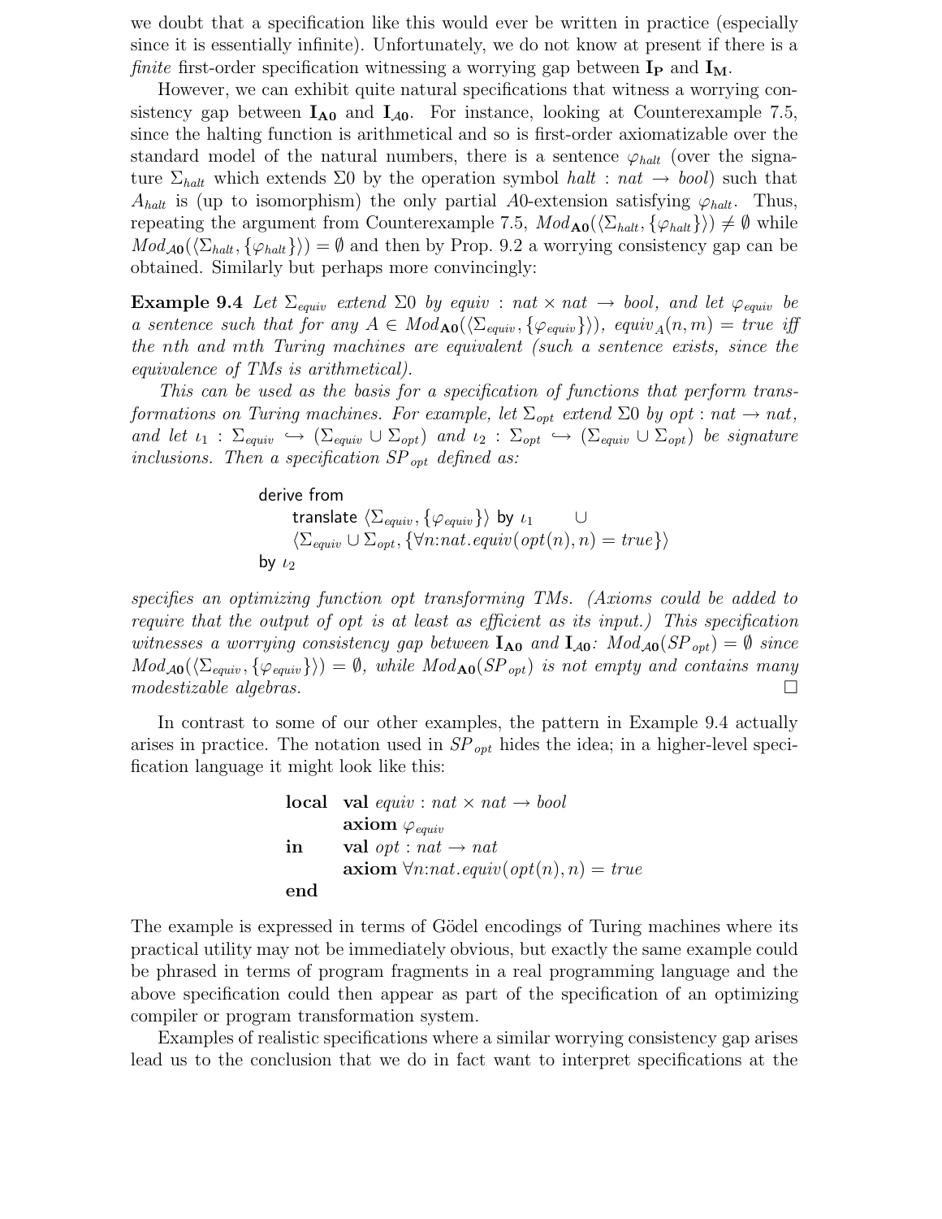we doubt that a specification like this would ever be written in practice (especially since it is essentially infinite). Unfortunately, we do not know at present if there is a *finite* first-order specification witnessing a worrying gap between $\mathbf{I_P}$ and $\mathbf{I_M}$.

However, we can exhibit quite natural specifications that witness a worrying consistency gap between $\mathbf{I_{A0}}$ and $\mathbf{I}_{\mathcal{A}0}$. For instance, looking at Counterexample 7.5, since the halting function is arithmetical and so is first-order axiomatizable over the standard model of the natural numbers, there is a sentence $\varphi_{halt}$ (over the signature $\Sigma_{halt}$ which extends $\Sigma 0$ by the operation symbol $halt : nat \to bool$) such that $A_{halt}$ is (up to isomorphism) the only partial $A0$-extension satisfying $\varphi_{halt}$. Thus, repeating the argument from Counterexample 7.5, $Mod_{\mathbf{A0}}(\langle \Sigma_{halt}, \{\varphi_{halt}\}\rangle) \neq \emptyset$ while $Mod_{\mathcal{A}\mathbf{0}}(\langle \Sigma_{halt}, \{\varphi_{halt}\}\rangle) = \emptyset$ and then by Prop. 9.2 a worrying consistency gap can be obtained. Similarly but perhaps more convincingly:

**Example 9.4** *Let $\Sigma_{equiv}$ extend $\Sigma 0$ by $equiv : nat \times nat \to bool$, and let $\varphi_{equiv}$ be a sentence such that for any $A \in Mod_{\mathbf{A0}}(\langle \Sigma_{equiv}, \{\varphi_{equiv}\}\rangle)$, $equiv_A(n,m) = true$ iff the nth and mth Turing machines are equivalent (such a sentence exists, since the equivalence of TMs is arithmetical).*

*This can be used as the basis for a specification of functions that perform transformations on Turing machines. For example, let $\Sigma_{opt}$ extend $\Sigma 0$ by $opt : nat \to nat$, and let $\iota_1 : \Sigma_{equiv} \hookrightarrow (\Sigma_{equiv} \cup \Sigma_{opt})$ and $\iota_2 : \Sigma_{opt} \hookrightarrow (\Sigma_{equiv} \cup \Sigma_{opt})$ be signature inclusions. Then a specification $SP_{opt}$ defined as:*

$$
\begin{array}{l}
\mathsf{derive\ from} \\
\quad \mathsf{translate}\ \langle \Sigma_{equiv}, \{\varphi_{equiv}\}\rangle\ \mathsf{by}\ \iota_1 \quad \cup \\
\quad \langle \Sigma_{equiv} \cup \Sigma_{opt}, \{\forall n{:}nat.equiv(opt(n), n) = true\}\rangle \\
\mathsf{by}\ \iota_2
\end{array}
$$

*specifies an optimizing function opt transforming TMs. (Axioms could be added to require that the output of opt is at least as efficient as its input.) This specification witnesses a worrying consistency gap between $\mathbf{I_{A0}}$ and $\mathbf{I}_{\mathcal{A}0}$: $Mod_{\mathcal{A}\mathbf{0}}(SP_{opt}) = \emptyset$ since $Mod_{\mathcal{A}\mathbf{0}}(\langle \Sigma_{equiv}, \{\varphi_{equiv}\}\rangle) = \emptyset$, while $Mod_{\mathbf{A0}}(SP_{opt})$ is not empty and contains many modestizable algebras.* □

In contrast to some of our other examples, the pattern in Example 9.4 actually arises in practice. The notation used in $SP_{opt}$ hides the idea; in a higher-level specification language it might look like this:

$$
\begin{array}{ll}
\textbf{local} & \textbf{val}\ equiv : nat \times nat \to bool \\
 & \textbf{axiom}\ \varphi_{equiv} \\
\textbf{in} & \textbf{val}\ opt : nat \to nat \\
 & \textbf{axiom}\ \forall n{:}nat.equiv(opt(n), n) = true \\
\textbf{end} &
\end{array}
$$

The example is expressed in terms of Gödel encodings of Turing machines where its practical utility may not be immediately obvious, but exactly the same example could be phrased in terms of program fragments in a real programming language and the above specification could then appear as part of the specification of an optimizing compiler or program transformation system.

Examples of realistic specifications where a similar worrying consistency gap arises lead us to the conclusion that we do in fact want to interpret specifications at the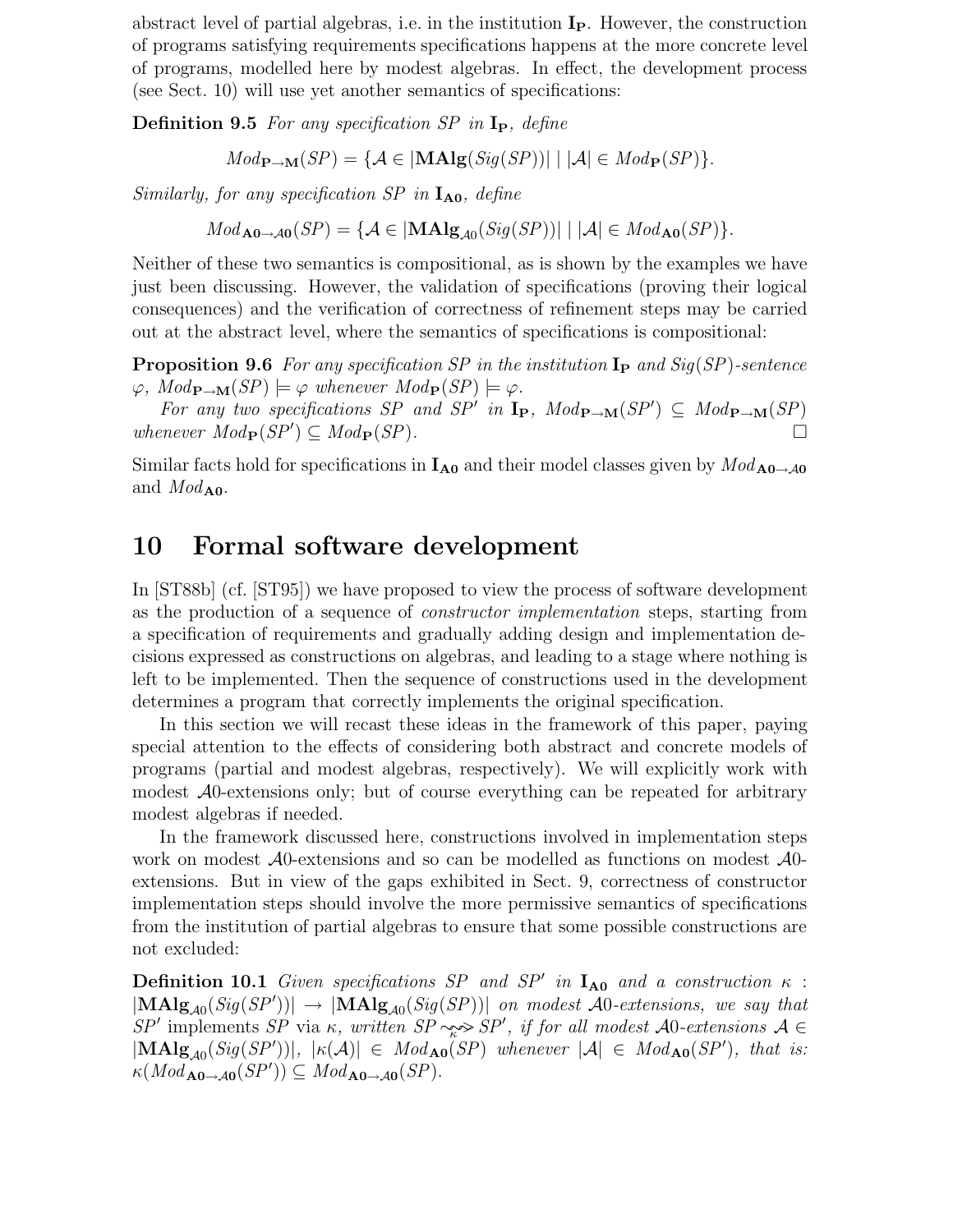abstract level of partial algebras, i.e. in the institution $\mathbf{I_P}$. However, the construction of programs satisfying requirements specifications happens at the more concrete level of programs, modelled here by modest algebras. In effect, the development process (see Sect. 10) will use yet another semantics of specifications:

**Definition 9.5** *For any specification SP in* $\mathbf{I_P}$*, define*

$$Mod_{\mathbf{P}\to\mathbf{M}}(SP) = \{\mathcal{A} \in |\mathbf{MAlg}(Sig(SP))| \mid |\mathcal{A}| \in Mod_{\mathbf{P}}(SP)\}.$$

*Similarly, for any specification SP in* $\mathbf{I_{A0}}$*, define*

$$Mod_{\mathbf{A0}\to\mathcal{A}0}(SP) = \{\mathcal{A} \in |\mathbf{MAlg}_{\mathcal{A}0}(Sig(SP))| \mid |\mathcal{A}| \in Mod_{\mathbf{A0}}(SP)\}.$$

Neither of these two semantics is compositional, as is shown by the examples we have just been discussing. However, the validation of specifications (proving their logical consequences) and the verification of correctness of refinement steps may be carried out at the abstract level, where the semantics of specifications is compositional:

**Proposition 9.6** *For any specification SP in the institution* $\mathbf{I_P}$ *and* $Sig(SP)$*-sentence* $\varphi$*,* $Mod_{\mathbf{P}\to\mathbf{M}}(SP) \models \varphi$ *whenever* $Mod_{\mathbf{P}}(SP) \models \varphi$*.*

*For any two specifications SP and SP′ in* $\mathbf{I_P}$*,* $Mod_{\mathbf{P}\to\mathbf{M}}(SP') \subseteq Mod_{\mathbf{P}\to\mathbf{M}}(SP)$ *whenever* $Mod_{\mathbf{P}}(SP') \subseteq Mod_{\mathbf{P}}(SP)$*.* □

Similar facts hold for specifications in $\mathbf{I_{A0}}$ and their model classes given by $Mod_{\mathbf{A0}\to\mathcal{A}0}$ and $Mod_{\mathbf{A0}}$.

# 10 Formal software development

In [ST88b] (cf. [ST95]) we have proposed to view the process of software development as the production of a sequence of *constructor implementation* steps, starting from a specification of requirements and gradually adding design and implementation decisions expressed as constructions on algebras, and leading to a stage where nothing is left to be implemented. Then the sequence of constructions used in the development determines a program that correctly implements the original specification.

In this section we will recast these ideas in the framework of this paper, paying special attention to the effects of considering both abstract and concrete models of programs (partial and modest algebras, respectively). We will explicitly work with modest $\mathcal{A}0$-extensions only; but of course everything can be repeated for arbitrary modest algebras if needed.

In the framework discussed here, constructions involved in implementation steps work on modest $\mathcal{A}0$-extensions and so can be modelled as functions on modest $\mathcal{A}0$-extensions. But in view of the gaps exhibited in Sect. 9, correctness of constructor implementation steps should involve the more permissive semantics of specifications from the institution of partial algebras to ensure that some possible constructions are not excluded:

**Definition 10.1** *Given specifications SP and SP′ in* $\mathbf{I_{A0}}$ *and a construction* $\kappa : |\mathbf{MAlg}_{\mathcal{A}0}(Sig(SP'))| \to |\mathbf{MAlg}_{\mathcal{A}0}(Sig(SP))|$ *on modest* $\mathcal{A}0$*-extensions, we say that SP′* implements *SP via* $\kappa$*, written* $SP \underset{\kappa}{\rightsquigarrow} SP'$*, if for all modest* $\mathcal{A}0$*-extensions* $\mathcal{A} \in |\mathbf{MAlg}_{\mathcal{A}0}(Sig(SP'))|$*,* $|\kappa(\mathcal{A})| \in Mod_{\mathbf{A0}}(SP)$ *whenever* $|\mathcal{A}| \in Mod_{\mathbf{A0}}(SP')$*, that is:* $\kappa(Mod_{\mathbf{A0}\to\mathcal{A}0}(SP')) \subseteq Mod_{\mathbf{A0}\to\mathcal{A}0}(SP)$*.*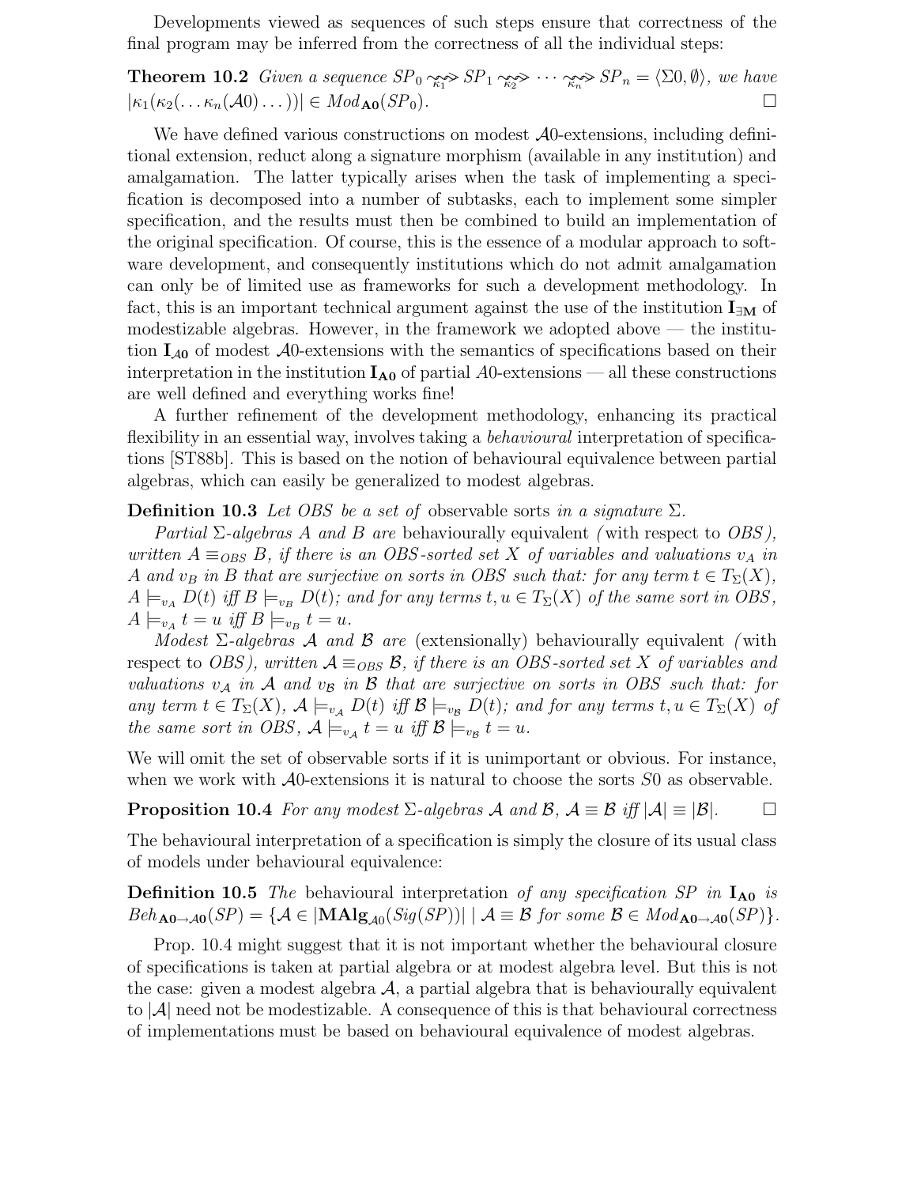Developments viewed as sequences of such steps ensure that correctness of the final program may be inferred from the correctness of all the individual steps:

**Theorem 10.2** *Given a sequence* $SP_0 \underset{\kappa_1}{\rightsquigarrow} SP_1 \underset{\kappa_2}{\rightsquigarrow} \cdots \underset{\kappa_n}{\rightsquigarrow} SP_n = \langle \Sigma 0, \emptyset \rangle$*, we have* $|\kappa_1(\kappa_2(\ldots\kappa_n(\mathcal{A}0)\ldots))| \in Mod_{\mathbf{A0}}(SP_0)$. □

We have defined various constructions on modest $\mathcal{A}0$-extensions, including definitional extension, reduct along a signature morphism (available in any institution) and amalgamation. The latter typically arises when the task of implementing a specification is decomposed into a number of subtasks, each to implement some simpler specification, and the results must then be combined to build an implementation of the original specification. Of course, this is the essence of a modular approach to software development, and consequently institutions which do not admit amalgamation can only be of limited use as frameworks for such a development methodology. In fact, this is an important technical argument against the use of the institution $\mathbf{I}_{\exists\mathbf{M}}$ of modestizable algebras. However, in the framework we adopted above — the institution $\mathbf{I}_{\mathcal{A}0}$ of modest $\mathcal{A}0$-extensions with the semantics of specifications based on their interpretation in the institution $\mathbf{I}_{\mathbf{A0}}$ of partial $A0$-extensions — all these constructions are well defined and everything works fine!

A further refinement of the development methodology, enhancing its practical flexibility in an essential way, involves taking a *behavioural* interpretation of specifications [ST88b]. This is based on the notion of behavioural equivalence between partial algebras, which can easily be generalized to modest algebras.

**Definition 10.3** *Let OBS be a set of* observable sorts *in a signature* $\Sigma$.

*Partial* $\Sigma$*-algebras* $A$ *and* $B$ *are* behaviourally equivalent *(*with respect to *OBS), written* $A \equiv_{OBS} B$*, if there is an OBS-sorted set* $X$ *of variables and valuations* $v_A$ *in* $A$ *and* $v_B$ *in* $B$ *that are surjective on sorts in OBS such that: for any term* $t \in T_\Sigma(X)$*,* $A \models_{v_A} D(t)$ *iff* $B \models_{v_B} D(t)$*; and for any terms* $t, u \in T_\Sigma(X)$ *of the same sort in OBS,* $A \models_{v_A} t = u$ *iff* $B \models_{v_B} t = u$.

*Modest* $\Sigma$*-algebras* $\mathcal{A}$ *and* $\mathcal{B}$ *are* (extensionally) behaviourally equivalent *(*with respect to *OBS), written* $\mathcal{A} \equiv_{OBS} \mathcal{B}$*, if there is an OBS-sorted set* $X$ *of variables and valuations* $v_\mathcal{A}$ *in* $\mathcal{A}$ *and* $v_\mathcal{B}$ *in* $\mathcal{B}$ *that are surjective on sorts in OBS such that: for any term* $t \in T_\Sigma(X)$*,* $\mathcal{A} \models_{v_\mathcal{A}} D(t)$ *iff* $\mathcal{B} \models_{v_\mathcal{B}} D(t)$*; and for any terms* $t, u \in T_\Sigma(X)$ *of the same sort in OBS,* $\mathcal{A} \models_{v_\mathcal{A}} t = u$ *iff* $\mathcal{B} \models_{v_\mathcal{B}} t = u$.

We will omit the set of observable sorts if it is unimportant or obvious. For instance, when we work with $\mathcal{A}0$-extensions it is natural to choose the sorts $S0$ as observable.

**Proposition 10.4** *For any modest* $\Sigma$*-algebras* $\mathcal{A}$ *and* $\mathcal{B}$*,* $\mathcal{A} \equiv \mathcal{B}$ *iff* $|\mathcal{A}| \equiv |\mathcal{B}|$. □

The behavioural interpretation of a specification is simply the closure of its usual class of models under behavioural equivalence:

**Definition 10.5** *The* behavioural interpretation *of any specification SP in* $\mathbf{I}_{\mathbf{A0}}$ *is* $Beh_{\mathbf{A0}\to\mathcal{A}0}(SP) = \{\mathcal{A} \in |\mathbf{MAlg}_{\mathcal{A}0}(Sig(SP))| \mid \mathcal{A} \equiv \mathcal{B} \text{ for some } \mathcal{B} \in Mod_{\mathbf{A0}\to\mathcal{A}0}(SP)\}$.

Prop. 10.4 might suggest that it is not important whether the behavioural closure of specifications is taken at partial algebra or at modest algebra level. But this is not the case: given a modest algebra $\mathcal{A}$, a partial algebra that is behaviourally equivalent to $|\mathcal{A}|$ need not be modestizable. A consequence of this is that behavioural correctness of implementations must be based on behavioural equivalence of modest algebras.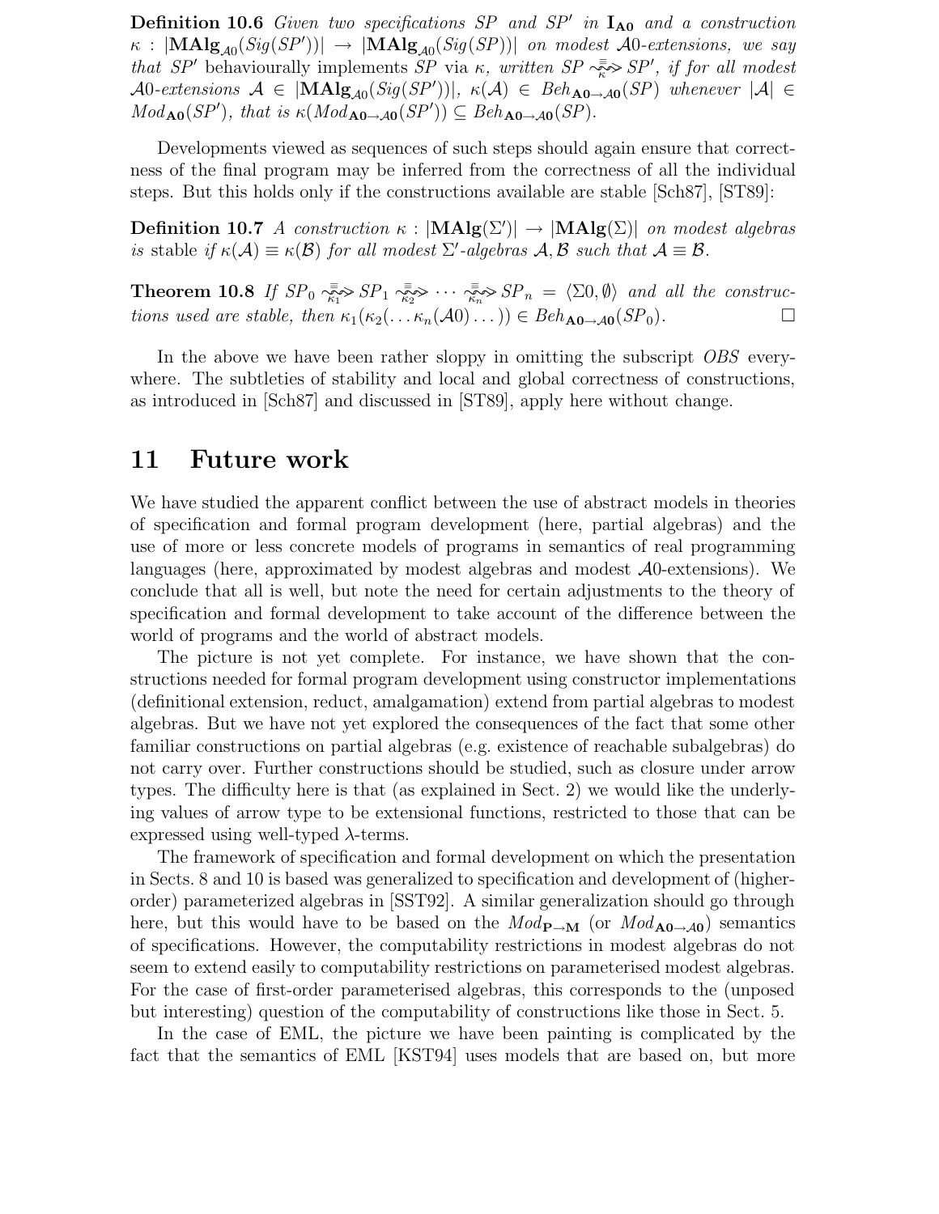**Definition 10.6** *Given two specifications $SP$ and $SP'$ in $\mathbf{I_{A0}}$ and a construction $\kappa : |\mathbf{MAlg}_{\mathcal{A}0}(Sig(SP'))| \rightarrow |\mathbf{MAlg}_{\mathcal{A}0}(Sig(SP))|$ on modest $\mathcal{A}0$-extensions, we say that $SP'$* behaviourally implements *$SP$ via $\kappa$, written $SP \overset{\equiv}{\underset{\kappa}{\rightsquigarrow}} SP'$, if for all modest $\mathcal{A}0$-extensions $\mathcal{A} \in |\mathbf{MAlg}_{\mathcal{A}0}(Sig(SP'))|$, $\kappa(\mathcal{A}) \in Beh_{\mathbf{A0}\rightarrow\mathcal{A}0}(SP)$ whenever $|\mathcal{A}| \in Mod_{\mathbf{A0}}(SP')$, that is $\kappa(Mod_{\mathbf{A0}\rightarrow\mathcal{A}0}(SP')) \subseteq Beh_{\mathbf{A0}\rightarrow\mathcal{A}0}(SP)$.*

Developments viewed as sequences of such steps should again ensure that correctness of the final program may be inferred from the correctness of all the individual steps. But this holds only if the constructions available are stable [Sch87], [ST89]:

**Definition 10.7** *A construction $\kappa : |\mathbf{MAlg}(\Sigma')| \rightarrow |\mathbf{MAlg}(\Sigma)|$ on modest algebras is* stable *if $\kappa(\mathcal{A}) \equiv \kappa(\mathcal{B})$ for all modest $\Sigma'$-algebras $\mathcal{A}, \mathcal{B}$ such that $\mathcal{A} \equiv \mathcal{B}$.*

**Theorem 10.8** *If $SP_0 \overset{\equiv}{\underset{\kappa_1}{\rightsquigarrow}} SP_1 \overset{\equiv}{\underset{\kappa_2}{\rightsquigarrow}} \cdots \overset{\equiv}{\underset{\kappa_n}{\rightsquigarrow}} SP_n = \langle \Sigma 0, \emptyset \rangle$ and all the constructions used are stable, then $\kappa_1(\kappa_2(\ldots\kappa_n(\mathcal{A}0)\ldots)) \in Beh_{\mathbf{A0}\rightarrow\mathcal{A}0}(SP_0)$.* □

In the above we have been rather sloppy in omitting the subscript $OBS$ everywhere. The subtleties of stability and local and global correctness of constructions, as introduced in [Sch87] and discussed in [ST89], apply here without change.

## 11 Future work

We have studied the apparent conflict between the use of abstract models in theories of specification and formal program development (here, partial algebras) and the use of more or less concrete models of programs in semantics of real programming languages (here, approximated by modest algebras and modest $\mathcal{A}0$-extensions). We conclude that all is well, but note the need for certain adjustments to the theory of specification and formal development to take account of the difference between the world of programs and the world of abstract models.

The picture is not yet complete. For instance, we have shown that the constructions needed for formal program development using constructor implementations (definitional extension, reduct, amalgamation) extend from partial algebras to modest algebras. But we have not yet explored the consequences of the fact that some other familiar constructions on partial algebras (e.g. existence of reachable subalgebras) do not carry over. Further constructions should be studied, such as closure under arrow types. The difficulty here is that (as explained in Sect. 2) we would like the underlying values of arrow type to be extensional functions, restricted to those that can be expressed using well-typed $\lambda$-terms.

The framework of specification and formal development on which the presentation in Sects. 8 and 10 is based was generalized to specification and development of (higher-order) parameterized algebras in [SST92]. A similar generalization should go through here, but this would have to be based on the $Mod_{\mathbf{P}\rightarrow\mathbf{M}}$ (or $Mod_{\mathbf{A0}\rightarrow\mathcal{A}0}$) semantics of specifications. However, the computability restrictions in modest algebras do not seem to extend easily to computability restrictions on parameterised modest algebras. For the case of first-order parameterised algebras, this corresponds to the (unposed but interesting) question of the computability of constructions like those in Sect. 5.

In the case of EML, the picture we have been painting is complicated by the fact that the semantics of EML [KST94] uses models that are based on, but more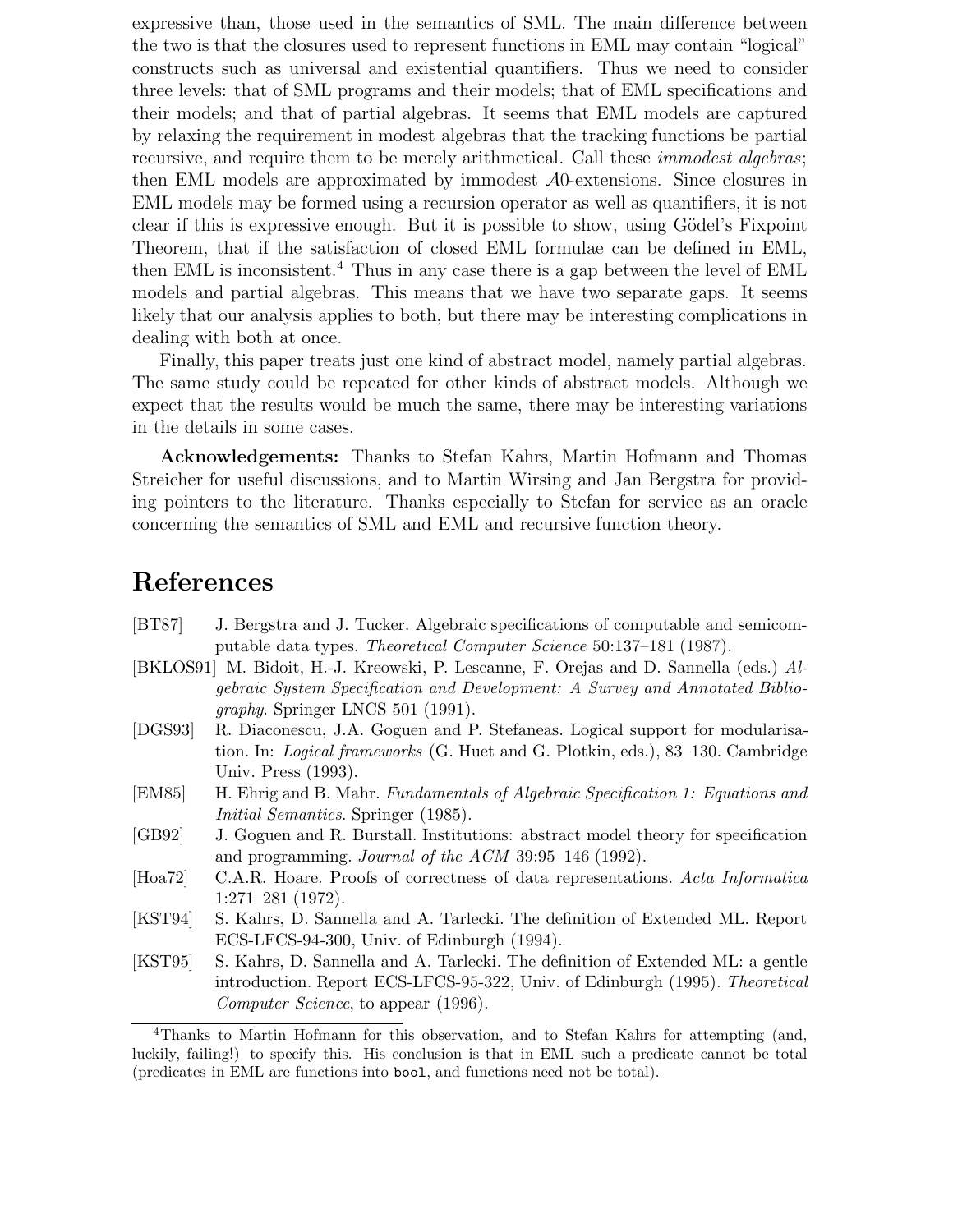expressive than, those used in the semantics of SML. The main difference between the two is that the closures used to represent functions in EML may contain "logical" constructs such as universal and existential quantifiers. Thus we need to consider three levels: that of SML programs and their models; that of EML specifications and their models; and that of partial algebras. It seems that EML models are captured by relaxing the requirement in modest algebras that the tracking functions be partial recursive, and require them to be merely arithmetical. Call these *immodest algebras*; then EML models are approximated by immodest $\mathcal{A}0$-extensions. Since closures in EML models may be formed using a recursion operator as well as quantifiers, it is not clear if this is expressive enough. But it is possible to show, using Gödel's Fixpoint Theorem, that if the satisfaction of closed EML formulae can be defined in EML, then EML is inconsistent.[4] Thus in any case there is a gap between the level of EML models and partial algebras. This means that we have two separate gaps. It seems likely that our analysis applies to both, but there may be interesting complications in dealing with both at once.

Finally, this paper treats just one kind of abstract model, namely partial algebras. The same study could be repeated for other kinds of abstract models. Although we expect that the results would be much the same, there may be interesting variations in the details in some cases.

**Acknowledgements:** Thanks to Stefan Kahrs, Martin Hofmann and Thomas Streicher for useful discussions, and to Martin Wirsing and Jan Bergstra for providing pointers to the literature. Thanks especially to Stefan for service as an oracle concerning the semantics of SML and EML and recursive function theory.

# References

[BT87] J. Bergstra and J. Tucker. Algebraic specifications of computable and semicomputable data types. *Theoretical Computer Science* 50:137–181 (1987).

[BKLOS91] M. Bidoit, H.-J. Kreowski, P. Lescanne, F. Orejas and D. Sannella (eds.) *Algebraic System Specification and Development: A Survey and Annotated Bibliography*. Springer LNCS 501 (1991).

[DGS93] R. Diaconescu, J.A. Goguen and P. Stefaneas. Logical support for modularisation. In: *Logical frameworks* (G. Huet and G. Plotkin, eds.), 83–130. Cambridge Univ. Press (1993).

[EM85] H. Ehrig and B. Mahr. *Fundamentals of Algebraic Specification 1: Equations and Initial Semantics*. Springer (1985).

[GB92] J. Goguen and R. Burstall. Institutions: abstract model theory for specification and programming. *Journal of the ACM* 39:95–146 (1992).

[Hoa72] C.A.R. Hoare. Proofs of correctness of data representations. *Acta Informatica* 1:271–281 (1972).

[KST94] S. Kahrs, D. Sannella and A. Tarlecki. The definition of Extended ML. Report ECS-LFCS-94-300, Univ. of Edinburgh (1994).

[KST95] S. Kahrs, D. Sannella and A. Tarlecki. The definition of Extended ML: a gentle introduction. Report ECS-LFCS-95-322, Univ. of Edinburgh (1995). *Theoretical Computer Science*, to appear (1996).

---

[4] Thanks to Martin Hofmann for this observation, and to Stefan Kahrs for attempting (and, luckily, failing!) to specify this. His conclusion is that in EML such a predicate cannot be total (predicates in EML are functions into `bool`, and functions need not be total).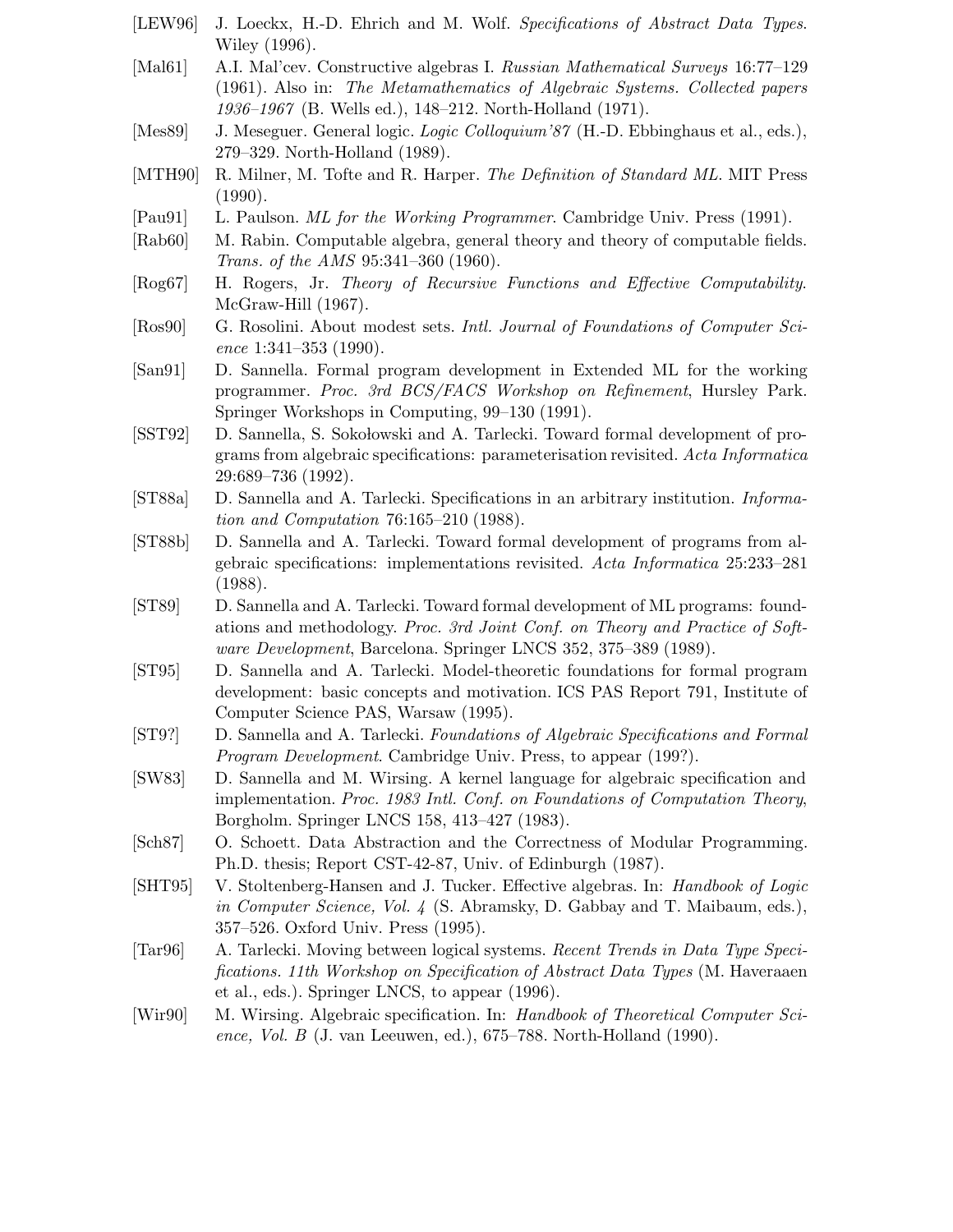[LEW96] J. Loeckx, H.-D. Ehrich and M. Wolf. *Specifications of Abstract Data Types*. Wiley (1996).

[Mal61] A.I. Mal'cev. Constructive algebras I. *Russian Mathematical Surveys* 16:77–129 (1961). Also in: *The Metamathematics of Algebraic Systems. Collected papers 1936–1967* (B. Wells ed.), 148–212. North-Holland (1971).

[Mes89] J. Meseguer. General logic. *Logic Colloquium'87* (H.-D. Ebbinghaus et al., eds.), 279–329. North-Holland (1989).

[MTH90] R. Milner, M. Tofte and R. Harper. *The Definition of Standard ML*. MIT Press (1990).

[Pau91] L. Paulson. *ML for the Working Programmer*. Cambridge Univ. Press (1991).

[Rab60] M. Rabin. Computable algebra, general theory and theory of computable fields. *Trans. of the AMS* 95:341–360 (1960).

[Rog67] H. Rogers, Jr. *Theory of Recursive Functions and Effective Computability*. McGraw-Hill (1967).

[Ros90] G. Rosolini. About modest sets. *Intl. Journal of Foundations of Computer Science* 1:341–353 (1990).

[San91] D. Sannella. Formal program development in Extended ML for the working programmer. *Proc. 3rd BCS/FACS Workshop on Refinement*, Hursley Park. Springer Workshops in Computing, 99–130 (1991).

[SST92] D. Sannella, S. Sokołowski and A. Tarlecki. Toward formal development of programs from algebraic specifications: parameterisation revisited. *Acta Informatica* 29:689–736 (1992).

[ST88a] D. Sannella and A. Tarlecki. Specifications in an arbitrary institution. *Information and Computation* 76:165–210 (1988).

[ST88b] D. Sannella and A. Tarlecki. Toward formal development of programs from algebraic specifications: implementations revisited. *Acta Informatica* 25:233–281 (1988).

[ST89] D. Sannella and A. Tarlecki. Toward formal development of ML programs: foundations and methodology. *Proc. 3rd Joint Conf. on Theory and Practice of Software Development*, Barcelona. Springer LNCS 352, 375–389 (1989).

[ST95] D. Sannella and A. Tarlecki. Model-theoretic foundations for formal program development: basic concepts and motivation. ICS PAS Report 791, Institute of Computer Science PAS, Warsaw (1995).

[ST9?] D. Sannella and A. Tarlecki. *Foundations of Algebraic Specifications and Formal Program Development*. Cambridge Univ. Press, to appear (199?).

[SW83] D. Sannella and M. Wirsing. A kernel language for algebraic specification and implementation. *Proc. 1983 Intl. Conf. on Foundations of Computation Theory*, Borgholm. Springer LNCS 158, 413–427 (1983).

[Sch87] O. Schoett. Data Abstraction and the Correctness of Modular Programming. Ph.D. thesis; Report CST-42-87, Univ. of Edinburgh (1987).

[SHT95] V. Stoltenberg-Hansen and J. Tucker. Effective algebras. In: *Handbook of Logic in Computer Science, Vol. 4* (S. Abramsky, D. Gabbay and T. Maibaum, eds.), 357–526. Oxford Univ. Press (1995).

[Tar96] A. Tarlecki. Moving between logical systems. *Recent Trends in Data Type Specifications. 11th Workshop on Specification of Abstract Data Types* (M. Haveraaen et al., eds.). Springer LNCS, to appear (1996).

[Wir90] M. Wirsing. Algebraic specification. In: *Handbook of Theoretical Computer Science, Vol. B* (J. van Leeuwen, ed.), 675–788. North-Holland (1990).